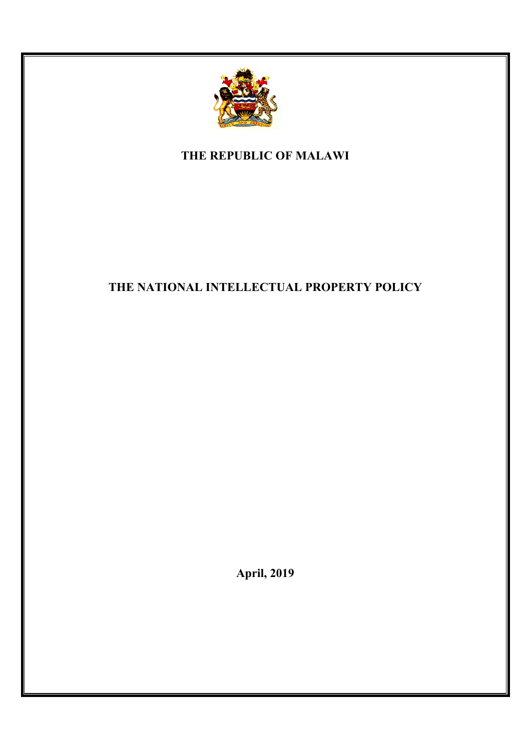# THE REPUBLIC OF MALAWI

# THE NATIONAL INTELLECTUAL PROPERTY POLICY

**April, 2019**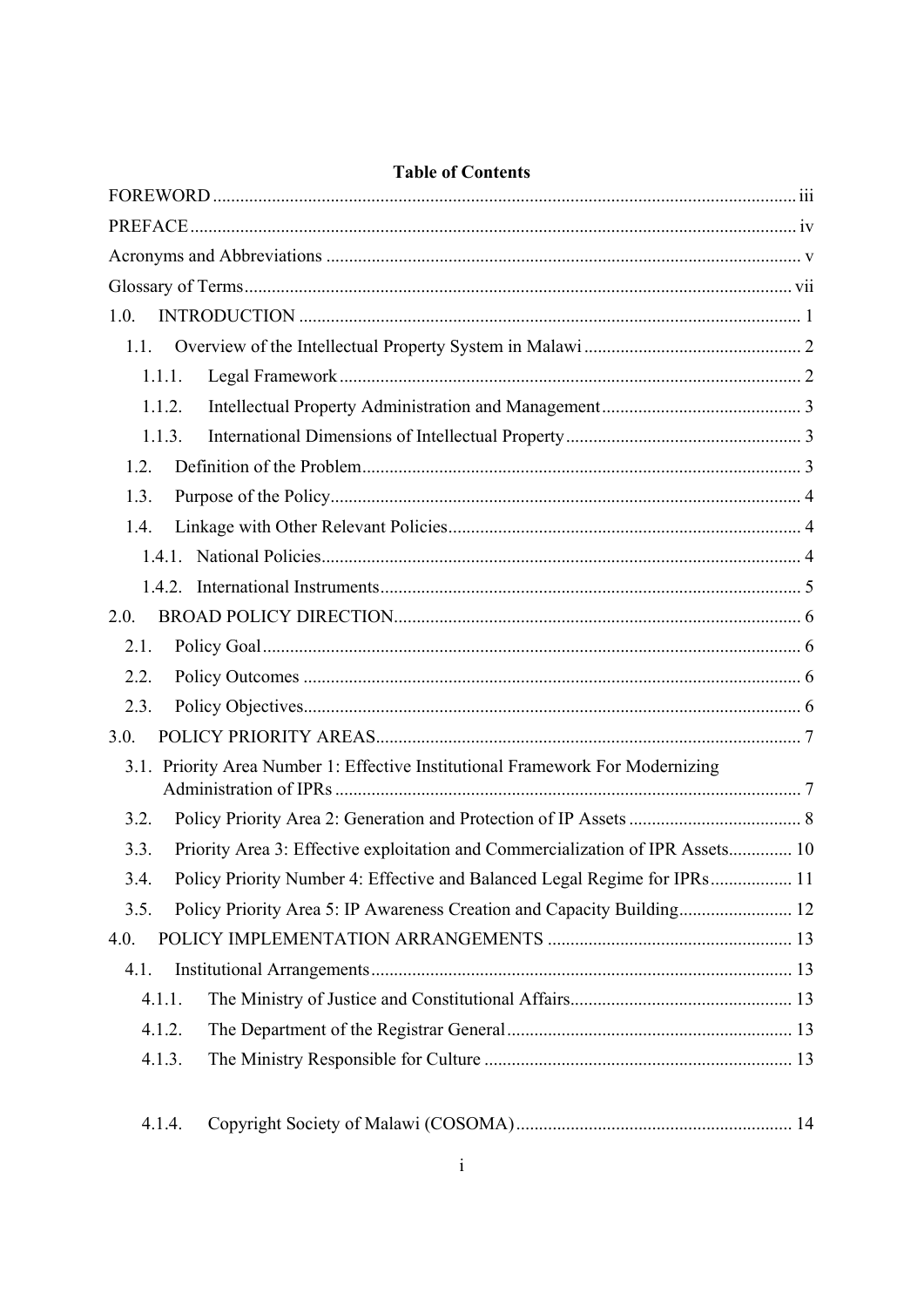**Table of Contents**

FOREWORD ..... iii

PREFACE ..... iv

Acronyms and Abbreviations ..... v

Glossary of Terms ..... vii

1.0. INTRODUCTION ..... 1

- 1.1. Overview of the Intellectual Property System in Malawi ..... 2
  - 1.1.1. Legal Framework ..... 2
  - 1.1.2. Intellectual Property Administration and Management ..... 3
  - 1.1.3. International Dimensions of Intellectual Property ..... 3
- 1.2. Definition of the Problem ..... 3
- 1.3. Purpose of the Policy ..... 4
- 1.4. Linkage with Other Relevant Policies ..... 4
  - 1.4.1. National Policies ..... 4
  - 1.4.2. International Instruments ..... 5

2.0. BROAD POLICY DIRECTION ..... 6

- 2.1. Policy Goal ..... 6
- 2.2. Policy Outcomes ..... 6
- 2.3. Policy Objectives ..... 6

3.0. POLICY PRIORITY AREAS ..... 7

- 3.1. Priority Area Number 1: Effective Institutional Framework For Modernizing Administration of IPRs ..... 7
- 3.2. Policy Priority Area 2: Generation and Protection of IP Assets ..... 8
- 3.3. Priority Area 3: Effective exploitation and Commercialization of IPR Assets ..... 10
- 3.4. Policy Priority Number 4: Effective and Balanced Legal Regime for IPRs ..... 11
- 3.5. Policy Priority Area 5: IP Awareness Creation and Capacity Building ..... 12

4.0. POLICY IMPLEMENTATION ARRANGEMENTS ..... 13

- 4.1. Institutional Arrangements ..... 13
  - 4.1.1. The Ministry of Justice and Constitutional Affairs ..... 13
  - 4.1.2. The Department of the Registrar General ..... 13
  - 4.1.3. The Ministry Responsible for Culture ..... 13
  - 4.1.4. Copyright Society of Malawi (COSOMA) ..... 14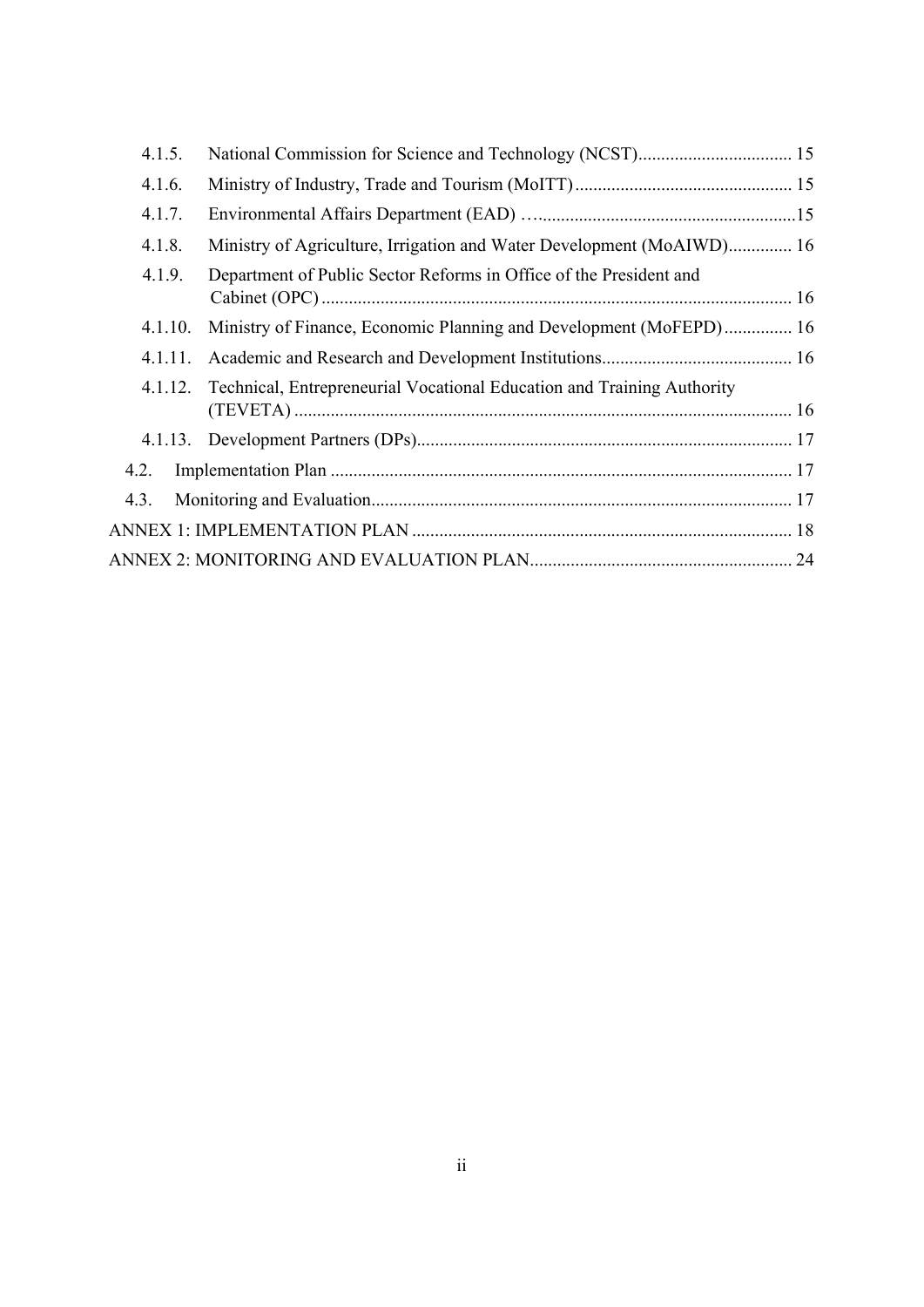- 4.1.5. National Commission for Science and Technology (NCST) .................................. 15
- 4.1.6. Ministry of Industry, Trade and Tourism (MoITT) ................................................ 15
- 4.1.7. Environmental Affairs Department (EAD) …..........................................................15
- 4.1.8. Ministry of Agriculture, Irrigation and Water Development (MoAIWD) .............. 16
- 4.1.9. Department of Public Sector Reforms in Office of the President and Cabinet (OPC) ........................................................................................................ 16
- 4.1.10. Ministry of Finance, Economic Planning and Development (MoFEPD) ............... 16
- 4.1.11. Academic and Research and Development Institutions .......................................... 16
- 4.1.12. Technical, Entrepreneurial Vocational Education and Training Authority (TEVETA) ............................................................................................................. 16
- 4.1.13. Development Partners (DPs) .................................................................................. 17
- 4.2. Implementation Plan ...................................................................................................... 17
- 4.3. Monitoring and Evaluation ............................................................................................. 17
- ANNEX 1: IMPLEMENTATION PLAN .................................................................................... 18
- ANNEX 2: MONITORING AND EVALUATION PLAN .......................................................... 24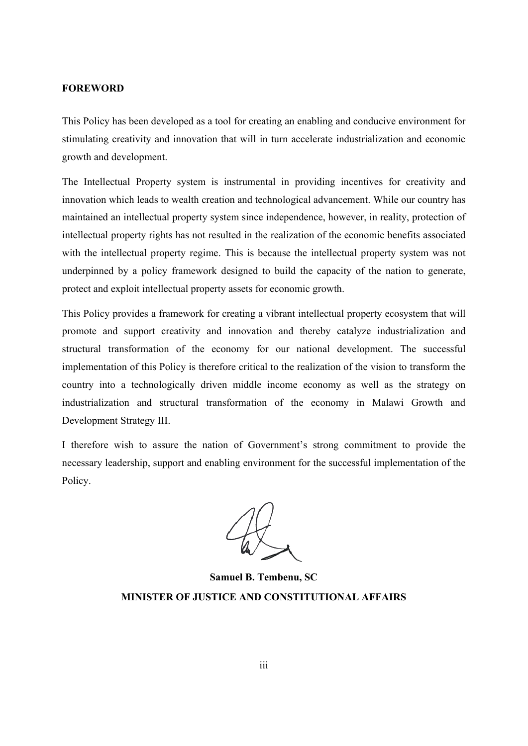## FOREWORD

This Policy has been developed as a tool for creating an enabling and conducive environment for stimulating creativity and innovation that will in turn accelerate industrialization and economic growth and development.

The Intellectual Property system is instrumental in providing incentives for creativity and innovation which leads to wealth creation and technological advancement. While our country has maintained an intellectual property system since independence, however, in reality, protection of intellectual property rights has not resulted in the realization of the economic benefits associated with the intellectual property regime. This is because the intellectual property system was not underpinned by a policy framework designed to build the capacity of the nation to generate, protect and exploit intellectual property assets for economic growth.

This Policy provides a framework for creating a vibrant intellectual property ecosystem that will promote and support creativity and innovation and thereby catalyze industrialization and structural transformation of the economy for our national development. The successful implementation of this Policy is therefore critical to the realization of the vision to transform the country into a technologically driven middle income economy as well as the strategy on industrialization and structural transformation of the economy in Malawi Growth and Development Strategy III.

I therefore wish to assure the nation of Government's strong commitment to provide the necessary leadership, support and enabling environment for the successful implementation of the Policy.

**Samuel B. Tembenu, SC**

**MINISTER OF JUSTICE AND CONSTITUTIONAL AFFAIRS**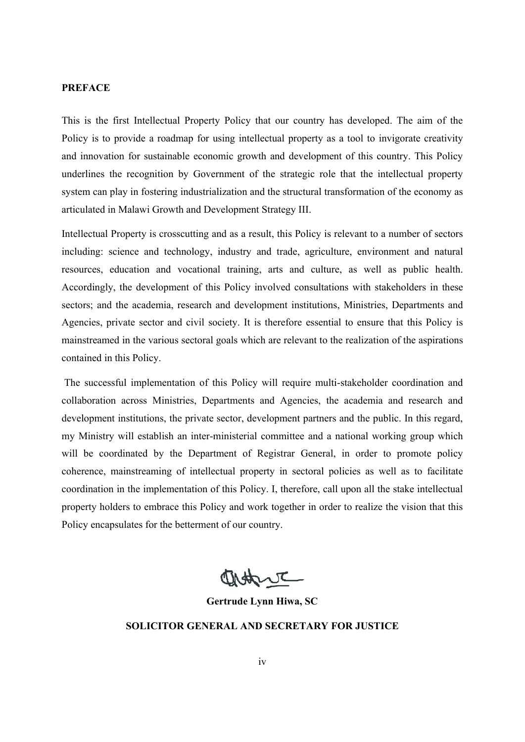## PREFACE

This is the first Intellectual Property Policy that our country has developed. The aim of the Policy is to provide a roadmap for using intellectual property as a tool to invigorate creativity and innovation for sustainable economic growth and development of this country. This Policy underlines the recognition by Government of the strategic role that the intellectual property system can play in fostering industrialization and the structural transformation of the economy as articulated in Malawi Growth and Development Strategy III.

Intellectual Property is crosscutting and as a result, this Policy is relevant to a number of sectors including: science and technology, industry and trade, agriculture, environment and natural resources, education and vocational training, arts and culture, as well as public health. Accordingly, the development of this Policy involved consultations with stakeholders in these sectors; and the academia, research and development institutions, Ministries, Departments and Agencies, private sector and civil society. It is therefore essential to ensure that this Policy is mainstreamed in the various sectoral goals which are relevant to the realization of the aspirations contained in this Policy.

The successful implementation of this Policy will require multi-stakeholder coordination and collaboration across Ministries, Departments and Agencies, the academia and research and development institutions, the private sector, development partners and the public. In this regard, my Ministry will establish an inter-ministerial committee and a national working group which will be coordinated by the Department of Registrar General, in order to promote policy coherence, mainstreaming of intellectual property in sectoral policies as well as to facilitate coordination in the implementation of this Policy. I, therefore, call upon all the stake intellectual property holders to embrace this Policy and work together in order to realize the vision that this Policy encapsulates for the betterment of our country.

**Gertrude Lynn Hiwa, SC**

**SOLICITOR GENERAL AND SECRETARY FOR JUSTICE**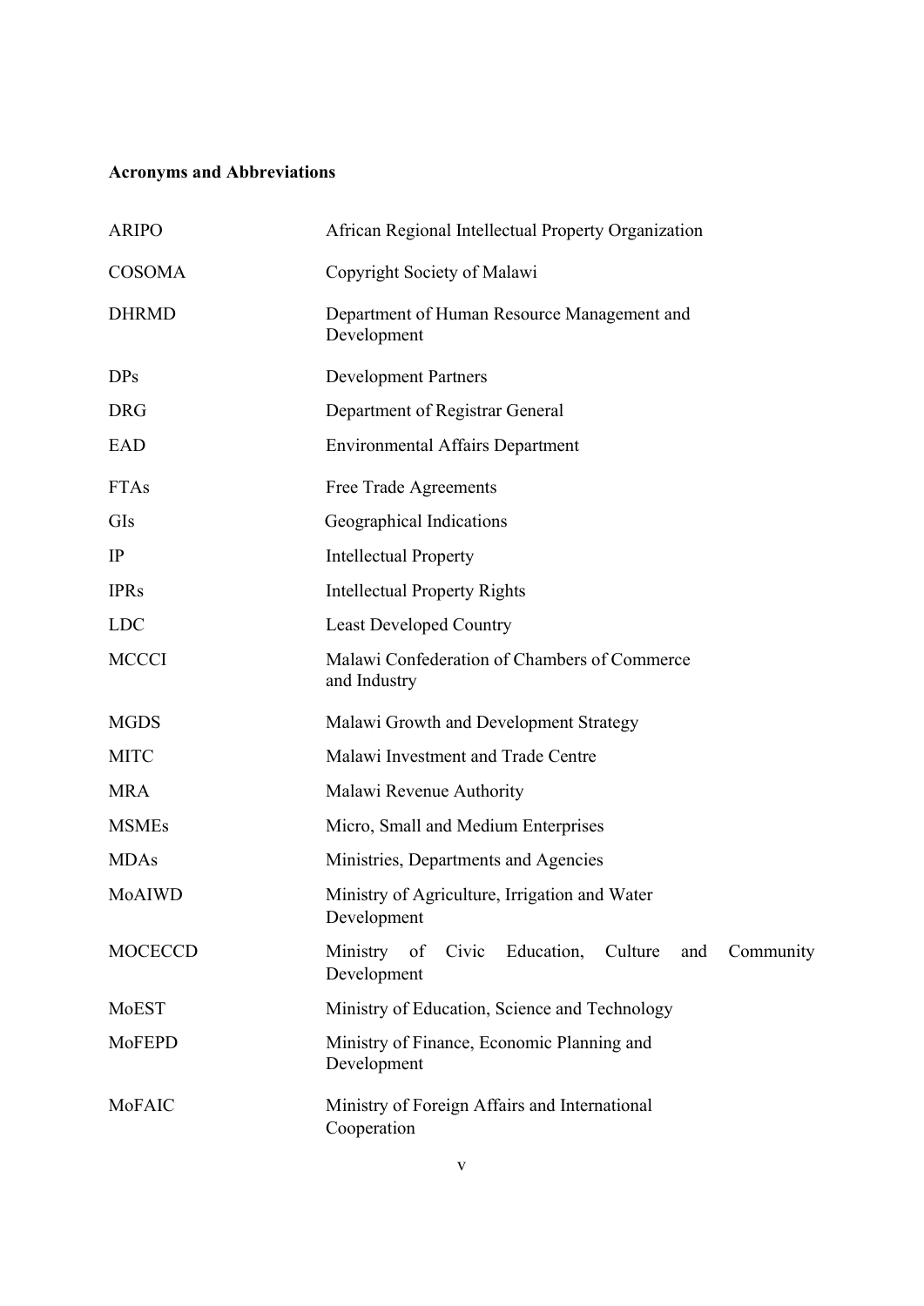**Acronyms and Abbreviations**

| | |
|---|---|
| ARIPO | African Regional Intellectual Property Organization |
| COSOMA | Copyright Society of Malawi |
| DHRMD | Department of Human Resource Management and Development |
| DPs | Development Partners |
| DRG | Department of Registrar General |
| EAD | Environmental Affairs Department |
| FTAs | Free Trade Agreements |
| GIs | Geographical Indications |
| IP | Intellectual Property |
| IPRs | Intellectual Property Rights |
| LDC | Least Developed Country |
| MCCCI | Malawi Confederation of Chambers of Commerce and Industry |
| MGDS | Malawi Growth and Development Strategy |
| MITC | Malawi Investment and Trade Centre |
| MRA | Malawi Revenue Authority |
| MSMEs | Micro, Small and Medium Enterprises |
| MDAs | Ministries, Departments and Agencies |
| MoAIWD | Ministry of Agriculture, Irrigation and Water Development |
| MOCECCD | Ministry of Civic Education, Culture and Community Development |
| MoEST | Ministry of Education, Science and Technology |
| MoFEPD | Ministry of Finance, Economic Planning and Development |
| MoFAIC | Ministry of Foreign Affairs and International Cooperation |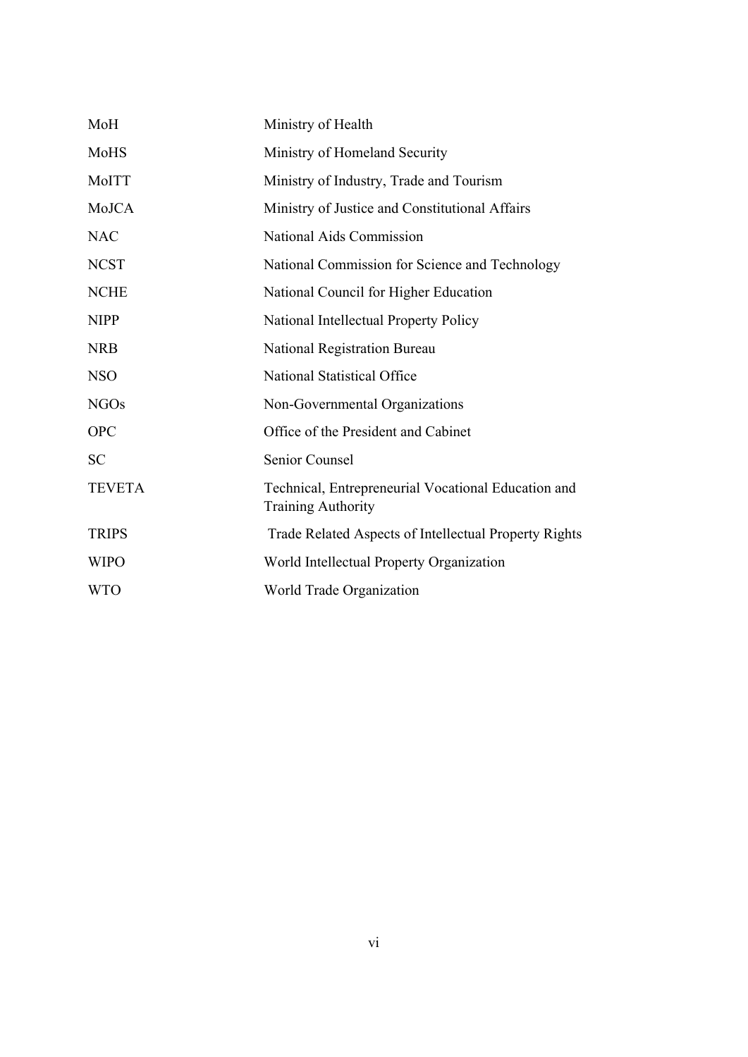| | |
|---|---|
| MoH | Ministry of Health |
| MoHS | Ministry of Homeland Security |
| MoITT | Ministry of Industry, Trade and Tourism |
| MoJCA | Ministry of Justice and Constitutional Affairs |
| NAC | National Aids Commission |
| NCST | National Commission for Science and Technology |
| NCHE | National Council for Higher Education |
| NIPP | National Intellectual Property Policy |
| NRB | National Registration Bureau |
| NSO | National Statistical Office |
| NGOs | Non-Governmental Organizations |
| OPC | Office of the President and Cabinet |
| SC | Senior Counsel |
| TEVETA | Technical, Entrepreneurial Vocational Education and Training Authority |
| TRIPS | Trade Related Aspects of Intellectual Property Rights |
| WIPO | World Intellectual Property Organization |
| WTO | World Trade Organization |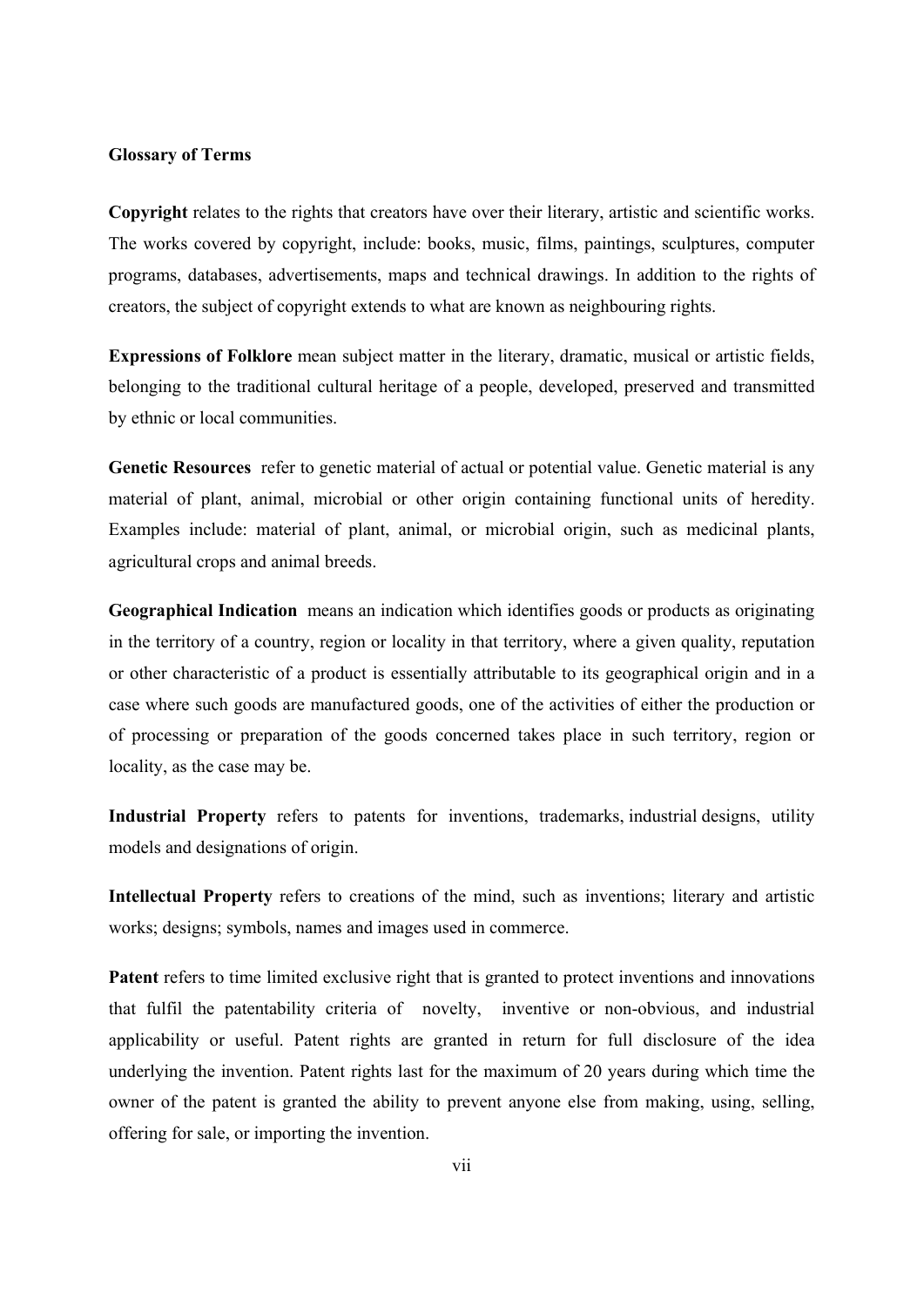**Glossary of Terms**

**Copyright** relates to the rights that creators have over their literary, artistic and scientific works. The works covered by copyright, include: books, music, films, paintings, sculptures, computer programs, databases, advertisements, maps and technical drawings. In addition to the rights of creators, the subject of copyright extends to what are known as neighbouring rights.

**Expressions of Folklore** mean subject matter in the literary, dramatic, musical or artistic fields, belonging to the traditional cultural heritage of a people, developed, preserved and transmitted by ethnic or local communities.

**Genetic Resources** refer to genetic material of actual or potential value. Genetic material is any material of plant, animal, microbial or other origin containing functional units of heredity. Examples include: material of plant, animal, or microbial origin, such as medicinal plants, agricultural crops and animal breeds.

**Geographical Indication** means an indication which identifies goods or products as originating in the territory of a country, region or locality in that territory, where a given quality, reputation or other characteristic of a product is essentially attributable to its geographical origin and in a case where such goods are manufactured goods, one of the activities of either the production or of processing or preparation of the goods concerned takes place in such territory, region or locality, as the case may be.

**Industrial Property** refers to patents for inventions, trademarks, industrial designs, utility models and designations of origin.

**Intellectual Property** refers to creations of the mind, such as inventions; literary and artistic works; designs; symbols, names and images used in commerce.

**Patent** refers to time limited exclusive right that is granted to protect inventions and innovations that fulfil the patentability criteria of novelty, inventive or non-obvious, and industrial applicability or useful. Patent rights are granted in return for full disclosure of the idea underlying the invention. Patent rights last for the maximum of 20 years during which time the owner of the patent is granted the ability to prevent anyone else from making, using, selling, offering for sale, or importing the invention.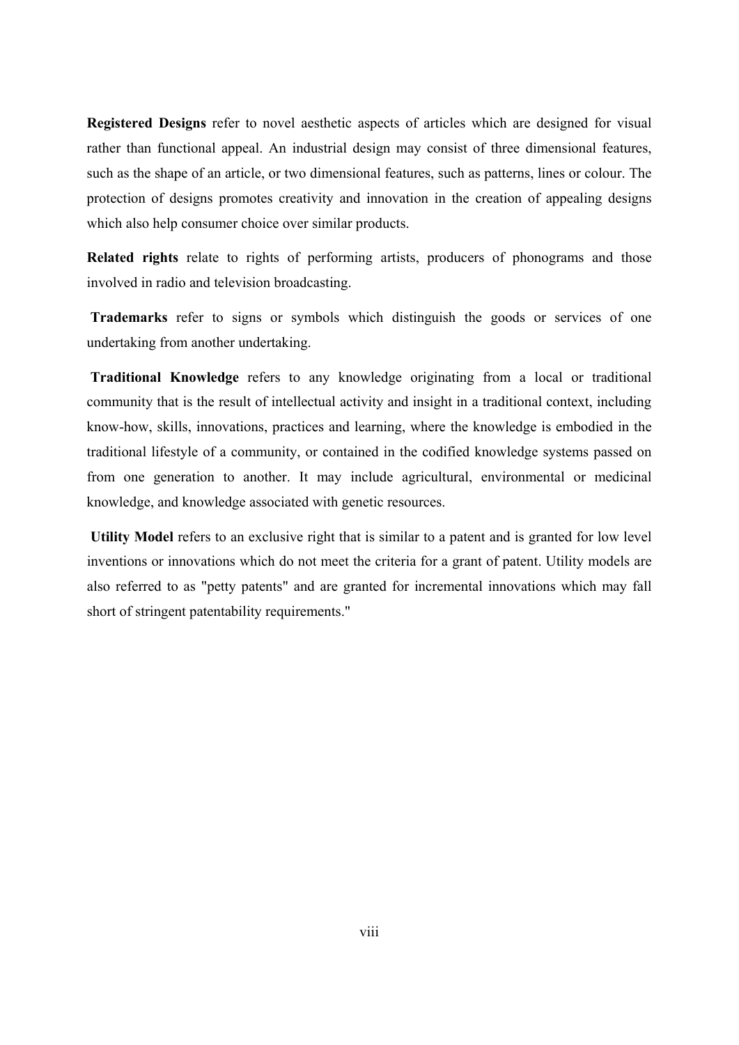**Registered Designs** refer to novel aesthetic aspects of articles which are designed for visual rather than functional appeal. An industrial design may consist of three dimensional features, such as the shape of an article, or two dimensional features, such as patterns, lines or colour. The protection of designs promotes creativity and innovation in the creation of appealing designs which also help consumer choice over similar products.

**Related rights** relate to rights of performing artists, producers of phonograms and those involved in radio and television broadcasting.

**Trademarks** refer to signs or symbols which distinguish the goods or services of one undertaking from another undertaking.

**Traditional Knowledge** refers to any knowledge originating from a local or traditional community that is the result of intellectual activity and insight in a traditional context, including know-how, skills, innovations, practices and learning, where the knowledge is embodied in the traditional lifestyle of a community, or contained in the codified knowledge systems passed on from one generation to another. It may include agricultural, environmental or medicinal knowledge, and knowledge associated with genetic resources.

**Utility Model** refers to an exclusive right that is similar to a patent and is granted for low level inventions or innovations which do not meet the criteria for a grant of patent. Utility models are also referred to as "petty patents" and are granted for incremental innovations which may fall short of stringent patentability requirements."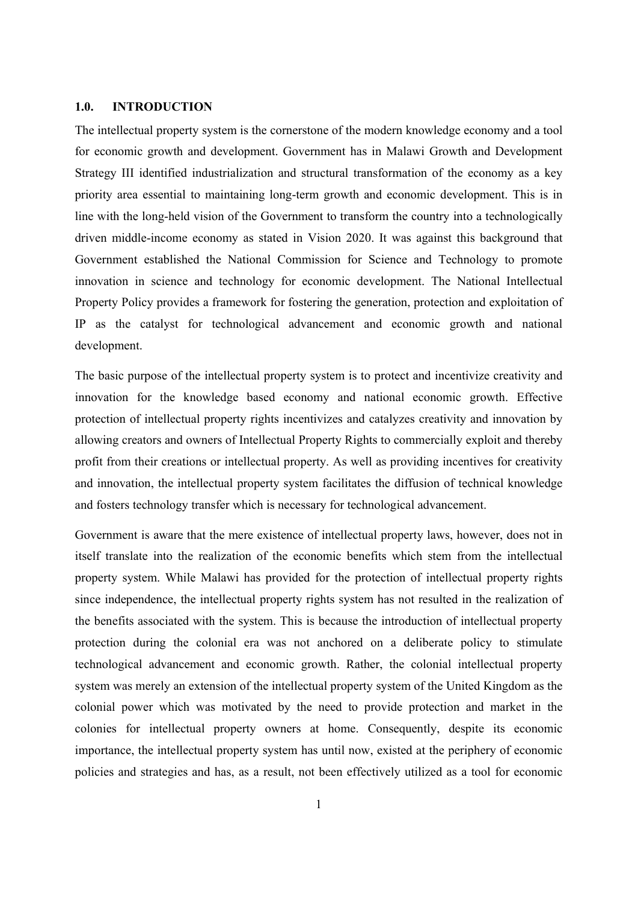## 1.0. INTRODUCTION

The intellectual property system is the cornerstone of the modern knowledge economy and a tool for economic growth and development. Government has in Malawi Growth and Development Strategy III identified industrialization and structural transformation of the economy as a key priority area essential to maintaining long-term growth and economic development. This is in line with the long-held vision of the Government to transform the country into a technologically driven middle-income economy as stated in Vision 2020. It was against this background that Government established the National Commission for Science and Technology to promote innovation in science and technology for economic development. The National Intellectual Property Policy provides a framework for fostering the generation, protection and exploitation of IP as the catalyst for technological advancement and economic growth and national development.

The basic purpose of the intellectual property system is to protect and incentivize creativity and innovation for the knowledge based economy and national economic growth. Effective protection of intellectual property rights incentivizes and catalyzes creativity and innovation by allowing creators and owners of Intellectual Property Rights to commercially exploit and thereby profit from their creations or intellectual property. As well as providing incentives for creativity and innovation, the intellectual property system facilitates the diffusion of technical knowledge and fosters technology transfer which is necessary for technological advancement.

Government is aware that the mere existence of intellectual property laws, however, does not in itself translate into the realization of the economic benefits which stem from the intellectual property system. While Malawi has provided for the protection of intellectual property rights since independence, the intellectual property rights system has not resulted in the realization of the benefits associated with the system. This is because the introduction of intellectual property protection during the colonial era was not anchored on a deliberate policy to stimulate technological advancement and economic growth. Rather, the colonial intellectual property system was merely an extension of the intellectual property system of the United Kingdom as the colonial power which was motivated by the need to provide protection and market in the colonies for intellectual property owners at home. Consequently, despite its economic importance, the intellectual property system has until now, existed at the periphery of economic policies and strategies and has, as a result, not been effectively utilized as a tool for economic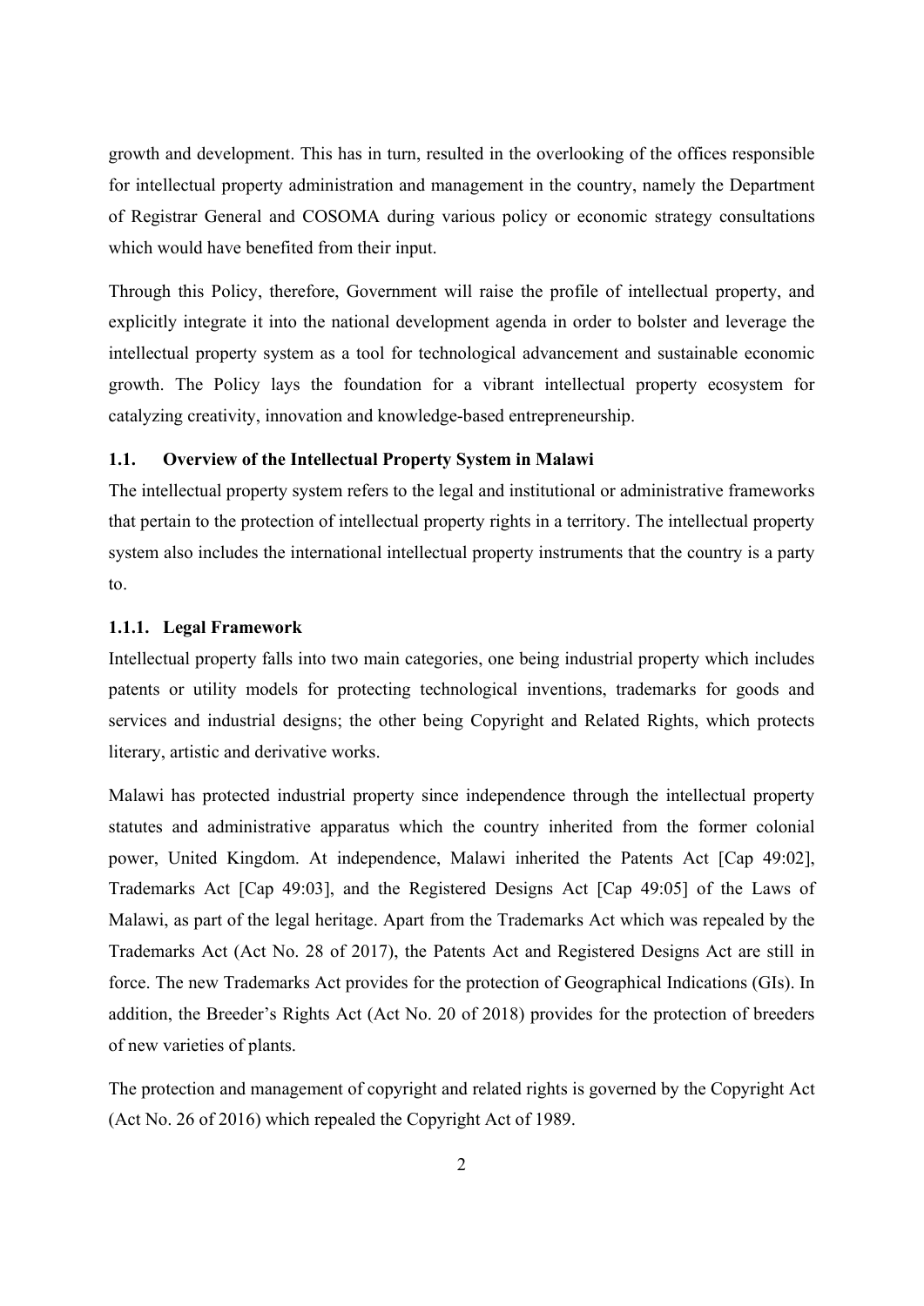growth and development. This has in turn, resulted in the overlooking of the offices responsible for intellectual property administration and management in the country, namely the Department of Registrar General and COSOMA during various policy or economic strategy consultations which would have benefited from their input.

Through this Policy, therefore, Government will raise the profile of intellectual property, and explicitly integrate it into the national development agenda in order to bolster and leverage the intellectual property system as a tool for technological advancement and sustainable economic growth. The Policy lays the foundation for a vibrant intellectual property ecosystem for catalyzing creativity, innovation and knowledge-based entrepreneurship.

## 1.1. Overview of the Intellectual Property System in Malawi

The intellectual property system refers to the legal and institutional or administrative frameworks that pertain to the protection of intellectual property rights in a territory. The intellectual property system also includes the international intellectual property instruments that the country is a party to.

### 1.1.1. Legal Framework

Intellectual property falls into two main categories, one being industrial property which includes patents or utility models for protecting technological inventions, trademarks for goods and services and industrial designs; the other being Copyright and Related Rights, which protects literary, artistic and derivative works.

Malawi has protected industrial property since independence through the intellectual property statutes and administrative apparatus which the country inherited from the former colonial power, United Kingdom. At independence, Malawi inherited the Patents Act [Cap 49:02], Trademarks Act [Cap 49:03], and the Registered Designs Act [Cap 49:05] of the Laws of Malawi, as part of the legal heritage. Apart from the Trademarks Act which was repealed by the Trademarks Act (Act No. 28 of 2017), the Patents Act and Registered Designs Act are still in force. The new Trademarks Act provides for the protection of Geographical Indications (GIs). In addition, the Breeder's Rights Act (Act No. 20 of 2018) provides for the protection of breeders of new varieties of plants.

The protection and management of copyright and related rights is governed by the Copyright Act (Act No. 26 of 2016) which repealed the Copyright Act of 1989.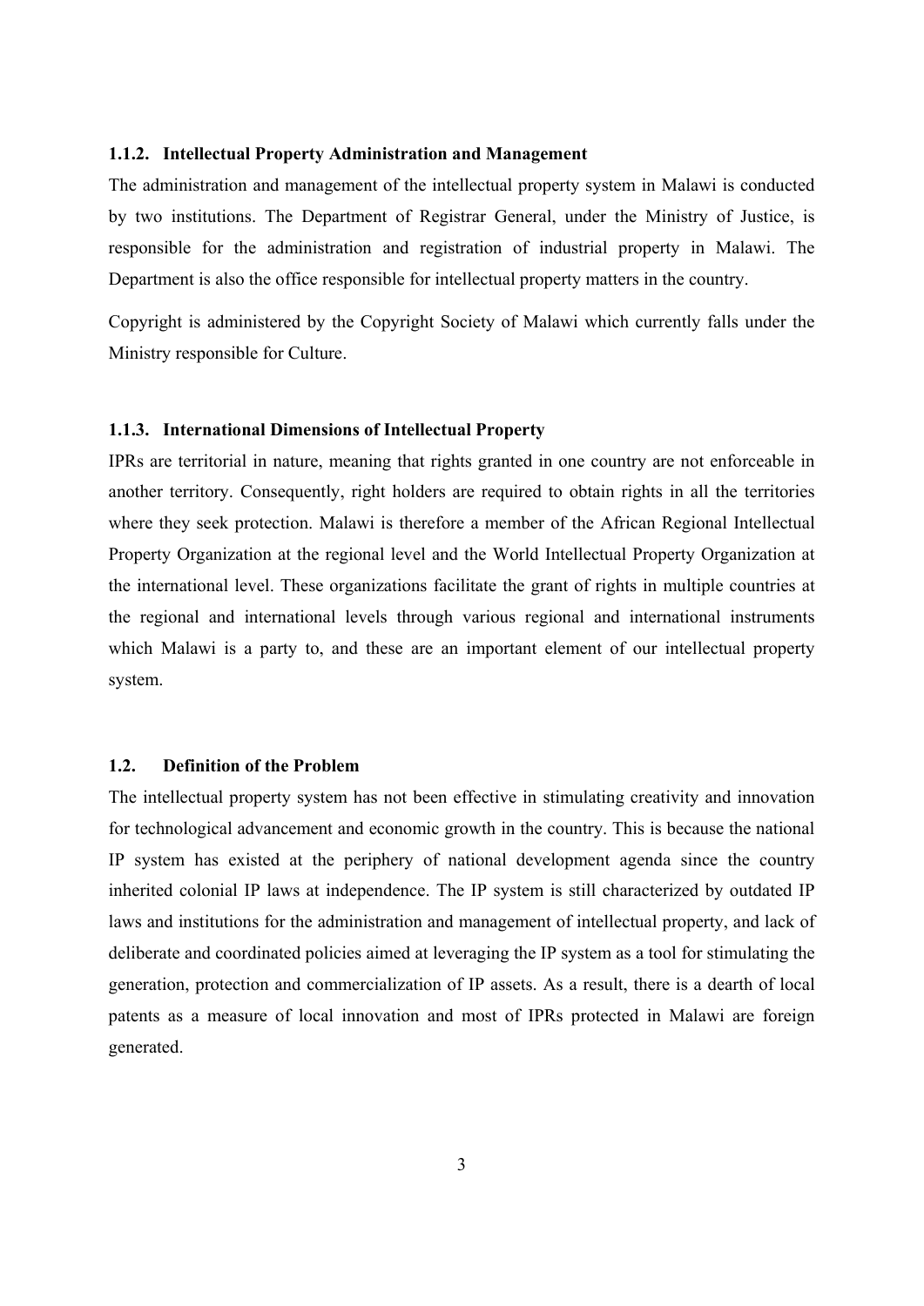### 1.1.2. Intellectual Property Administration and Management

The administration and management of the intellectual property system in Malawi is conducted by two institutions. The Department of Registrar General, under the Ministry of Justice, is responsible for the administration and registration of industrial property in Malawi. The Department is also the office responsible for intellectual property matters in the country.

Copyright is administered by the Copyright Society of Malawi which currently falls under the Ministry responsible for Culture.

### 1.1.3. International Dimensions of Intellectual Property

IPRs are territorial in nature, meaning that rights granted in one country are not enforceable in another territory. Consequently, right holders are required to obtain rights in all the territories where they seek protection. Malawi is therefore a member of the African Regional Intellectual Property Organization at the regional level and the World Intellectual Property Organization at the international level. These organizations facilitate the grant of rights in multiple countries at the regional and international levels through various regional and international instruments which Malawi is a party to, and these are an important element of our intellectual property system.

## 1.2. Definition of the Problem

The intellectual property system has not been effective in stimulating creativity and innovation for technological advancement and economic growth in the country. This is because the national IP system has existed at the periphery of national development agenda since the country inherited colonial IP laws at independence. The IP system is still characterized by outdated IP laws and institutions for the administration and management of intellectual property, and lack of deliberate and coordinated policies aimed at leveraging the IP system as a tool for stimulating the generation, protection and commercialization of IP assets. As a result, there is a dearth of local patents as a measure of local innovation and most of IPRs protected in Malawi are foreign generated.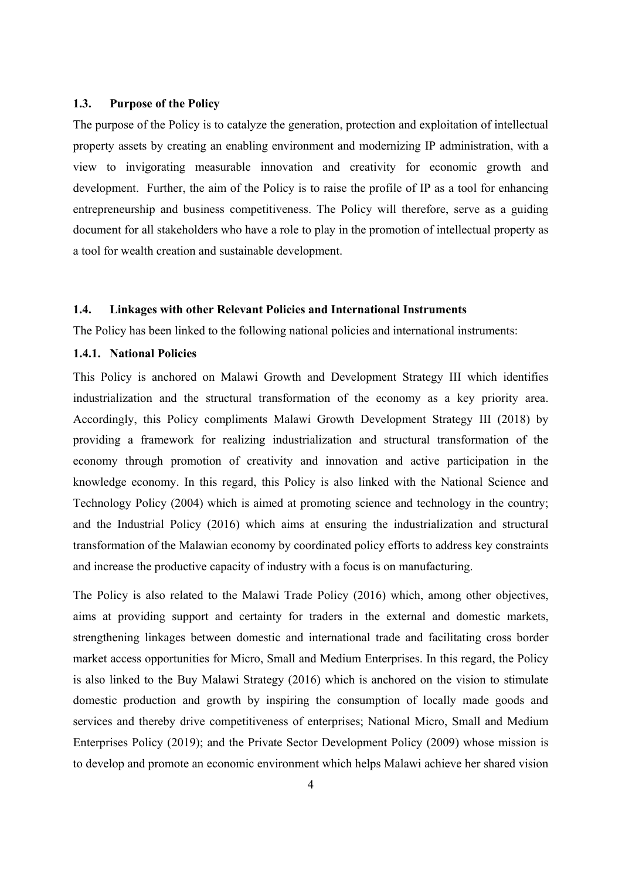### 1.3. Purpose of the Policy

The purpose of the Policy is to catalyze the generation, protection and exploitation of intellectual property assets by creating an enabling environment and modernizing IP administration, with a view to invigorating measurable innovation and creativity for economic growth and development. Further, the aim of the Policy is to raise the profile of IP as a tool for enhancing entrepreneurship and business competitiveness. The Policy will therefore, serve as a guiding document for all stakeholders who have a role to play in the promotion of intellectual property as a tool for wealth creation and sustainable development.

### 1.4. Linkages with other Relevant Policies and International Instruments

The Policy has been linked to the following national policies and international instruments:

#### 1.4.1. National Policies

This Policy is anchored on Malawi Growth and Development Strategy III which identifies industrialization and the structural transformation of the economy as a key priority area. Accordingly, this Policy compliments Malawi Growth Development Strategy III (2018) by providing a framework for realizing industrialization and structural transformation of the economy through promotion of creativity and innovation and active participation in the knowledge economy. In this regard, this Policy is also linked with the National Science and Technology Policy (2004) which is aimed at promoting science and technology in the country; and the Industrial Policy (2016) which aims at ensuring the industrialization and structural transformation of the Malawian economy by coordinated policy efforts to address key constraints and increase the productive capacity of industry with a focus is on manufacturing.

The Policy is also related to the Malawi Trade Policy (2016) which, among other objectives, aims at providing support and certainty for traders in the external and domestic markets, strengthening linkages between domestic and international trade and facilitating cross border market access opportunities for Micro, Small and Medium Enterprises. In this regard, the Policy is also linked to the Buy Malawi Strategy (2016) which is anchored on the vision to stimulate domestic production and growth by inspiring the consumption of locally made goods and services and thereby drive competitiveness of enterprises; National Micro, Small and Medium Enterprises Policy (2019); and the Private Sector Development Policy (2009) whose mission is to develop and promote an economic environment which helps Malawi achieve her shared vision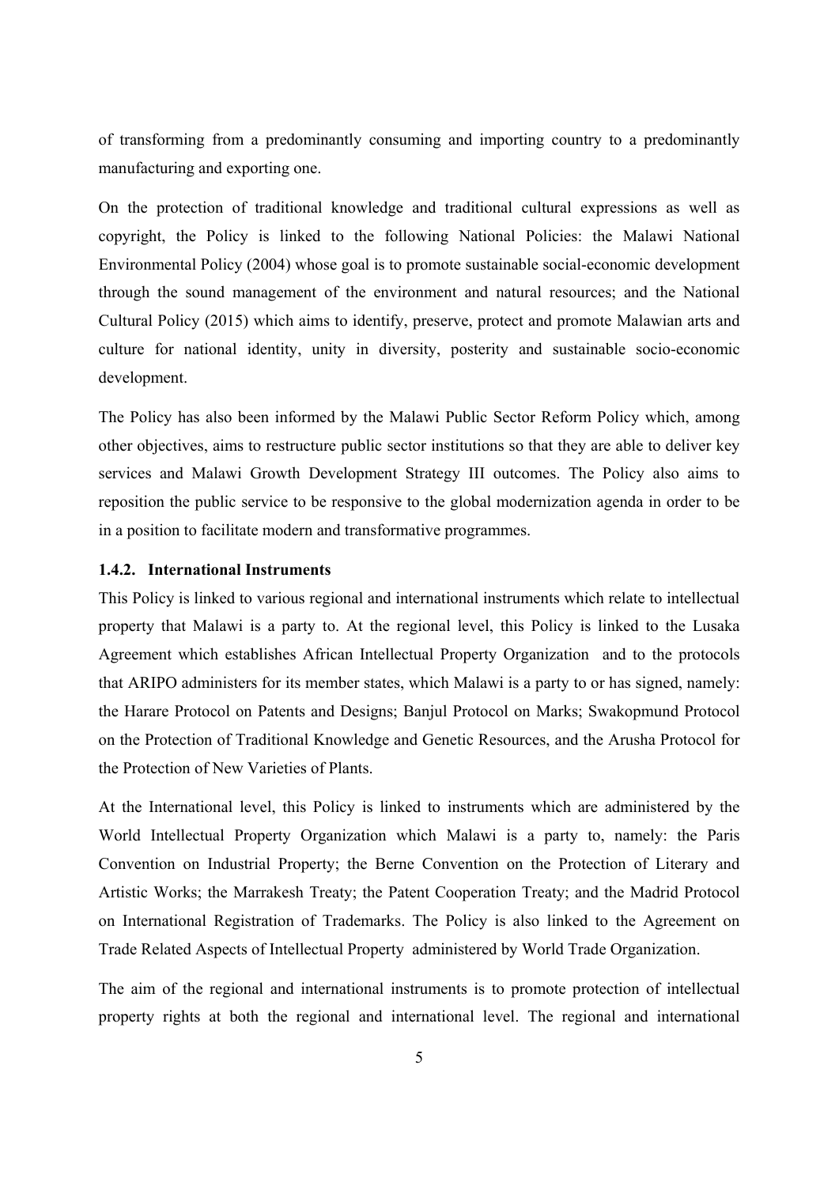of transforming from a predominantly consuming and importing country to a predominantly manufacturing and exporting one.

On the protection of traditional knowledge and traditional cultural expressions as well as copyright, the Policy is linked to the following National Policies: the Malawi National Environmental Policy (2004) whose goal is to promote sustainable social-economic development through the sound management of the environment and natural resources; and the National Cultural Policy (2015) which aims to identify, preserve, protect and promote Malawian arts and culture for national identity, unity in diversity, posterity and sustainable socio-economic development.

The Policy has also been informed by the Malawi Public Sector Reform Policy which, among other objectives, aims to restructure public sector institutions so that they are able to deliver key services and Malawi Growth Development Strategy III outcomes. The Policy also aims to reposition the public service to be responsive to the global modernization agenda in order to be in a position to facilitate modern and transformative programmes.

### 1.4.2. International Instruments

This Policy is linked to various regional and international instruments which relate to intellectual property that Malawi is a party to. At the regional level, this Policy is linked to the Lusaka Agreement which establishes African Intellectual Property Organization and to the protocols that ARIPO administers for its member states, which Malawi is a party to or has signed, namely: the Harare Protocol on Patents and Designs; Banjul Protocol on Marks; Swakopmund Protocol on the Protection of Traditional Knowledge and Genetic Resources, and the Arusha Protocol for the Protection of New Varieties of Plants.

At the International level, this Policy is linked to instruments which are administered by the World Intellectual Property Organization which Malawi is a party to, namely: the Paris Convention on Industrial Property; the Berne Convention on the Protection of Literary and Artistic Works; the Marrakesh Treaty; the Patent Cooperation Treaty; and the Madrid Protocol on International Registration of Trademarks. The Policy is also linked to the Agreement on Trade Related Aspects of Intellectual Property administered by World Trade Organization.

The aim of the regional and international instruments is to promote protection of intellectual property rights at both the regional and international level. The regional and international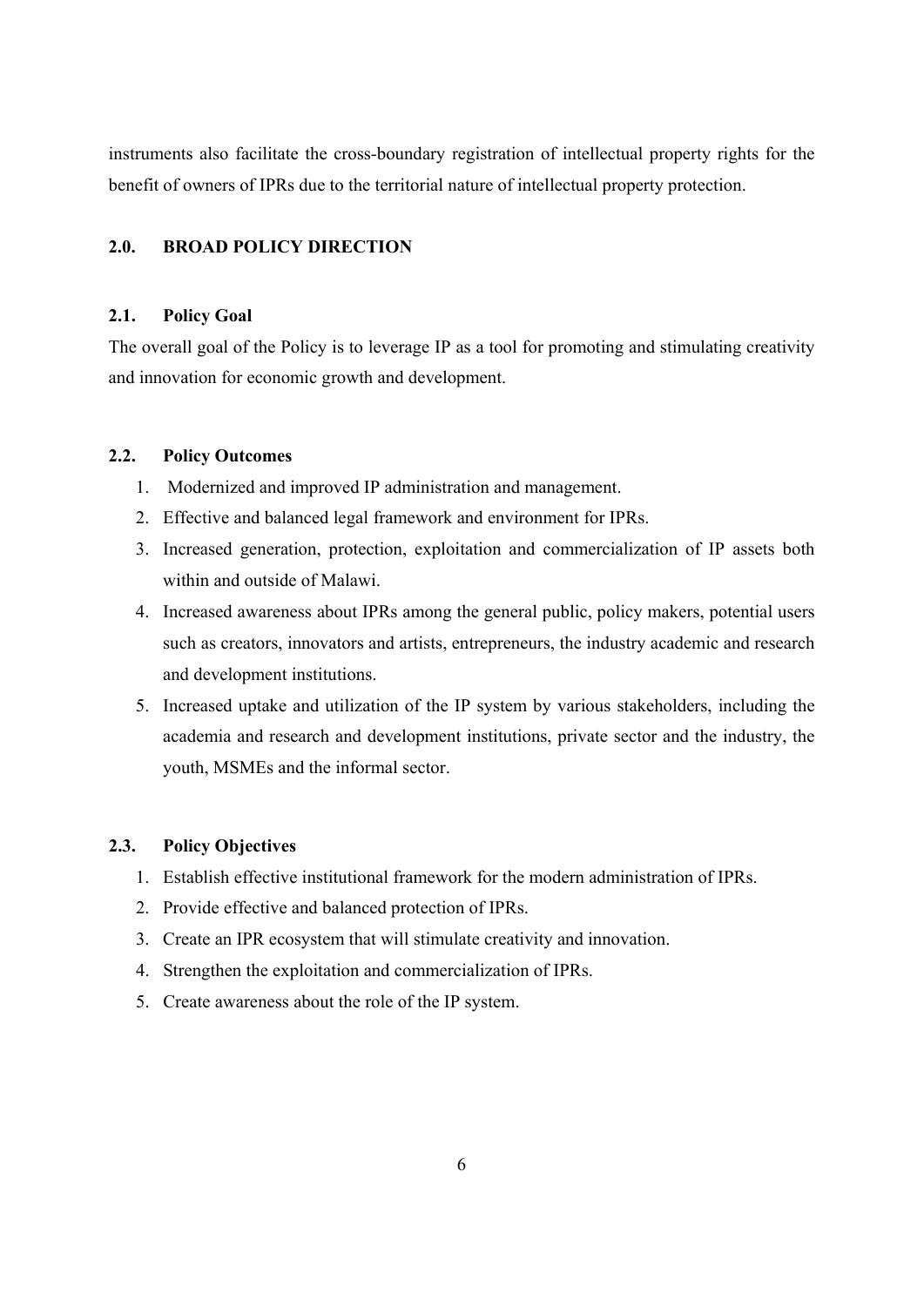instruments also facilitate the cross-boundary registration of intellectual property rights for the benefit of owners of IPRs due to the territorial nature of intellectual property protection.

## 2.0. BROAD POLICY DIRECTION

### 2.1. Policy Goal

The overall goal of the Policy is to leverage IP as a tool for promoting and stimulating creativity and innovation for economic growth and development.

### 2.2. Policy Outcomes

1. Modernized and improved IP administration and management.
2. Effective and balanced legal framework and environment for IPRs.
3. Increased generation, protection, exploitation and commercialization of IP assets both within and outside of Malawi.
4. Increased awareness about IPRs among the general public, policy makers, potential users such as creators, innovators and artists, entrepreneurs, the industry academic and research and development institutions.
5. Increased uptake and utilization of the IP system by various stakeholders, including the academia and research and development institutions, private sector and the industry, the youth, MSMEs and the informal sector.

### 2.3. Policy Objectives

1. Establish effective institutional framework for the modern administration of IPRs.
2. Provide effective and balanced protection of IPRs.
3. Create an IPR ecosystem that will stimulate creativity and innovation.
4. Strengthen the exploitation and commercialization of IPRs.
5. Create awareness about the role of the IP system.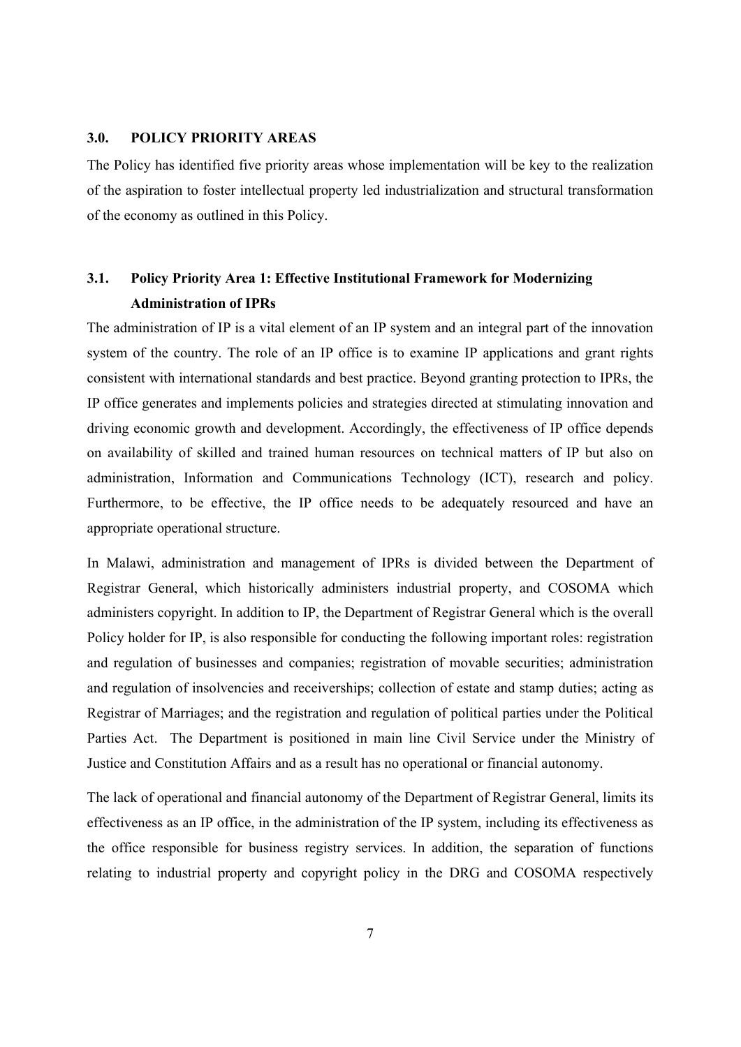## 3.0. POLICY PRIORITY AREAS

The Policy has identified five priority areas whose implementation will be key to the realization of the aspiration to foster intellectual property led industrialization and structural transformation of the economy as outlined in this Policy.

### 3.1. Policy Priority Area 1: Effective Institutional Framework for Modernizing Administration of IPRs

The administration of IP is a vital element of an IP system and an integral part of the innovation system of the country. The role of an IP office is to examine IP applications and grant rights consistent with international standards and best practice. Beyond granting protection to IPRs, the IP office generates and implements policies and strategies directed at stimulating innovation and driving economic growth and development. Accordingly, the effectiveness of IP office depends on availability of skilled and trained human resources on technical matters of IP but also on administration, Information and Communications Technology (ICT), research and policy. Furthermore, to be effective, the IP office needs to be adequately resourced and have an appropriate operational structure.

In Malawi, administration and management of IPRs is divided between the Department of Registrar General, which historically administers industrial property, and COSOMA which administers copyright. In addition to IP, the Department of Registrar General which is the overall Policy holder for IP, is also responsible for conducting the following important roles: registration and regulation of businesses and companies; registration of movable securities; administration and regulation of insolvencies and receiverships; collection of estate and stamp duties; acting as Registrar of Marriages; and the registration and regulation of political parties under the Political Parties Act. The Department is positioned in main line Civil Service under the Ministry of Justice and Constitution Affairs and as a result has no operational or financial autonomy.

The lack of operational and financial autonomy of the Department of Registrar General, limits its effectiveness as an IP office, in the administration of the IP system, including its effectiveness as the office responsible for business registry services. In addition, the separation of functions relating to industrial property and copyright policy in the DRG and COSOMA respectively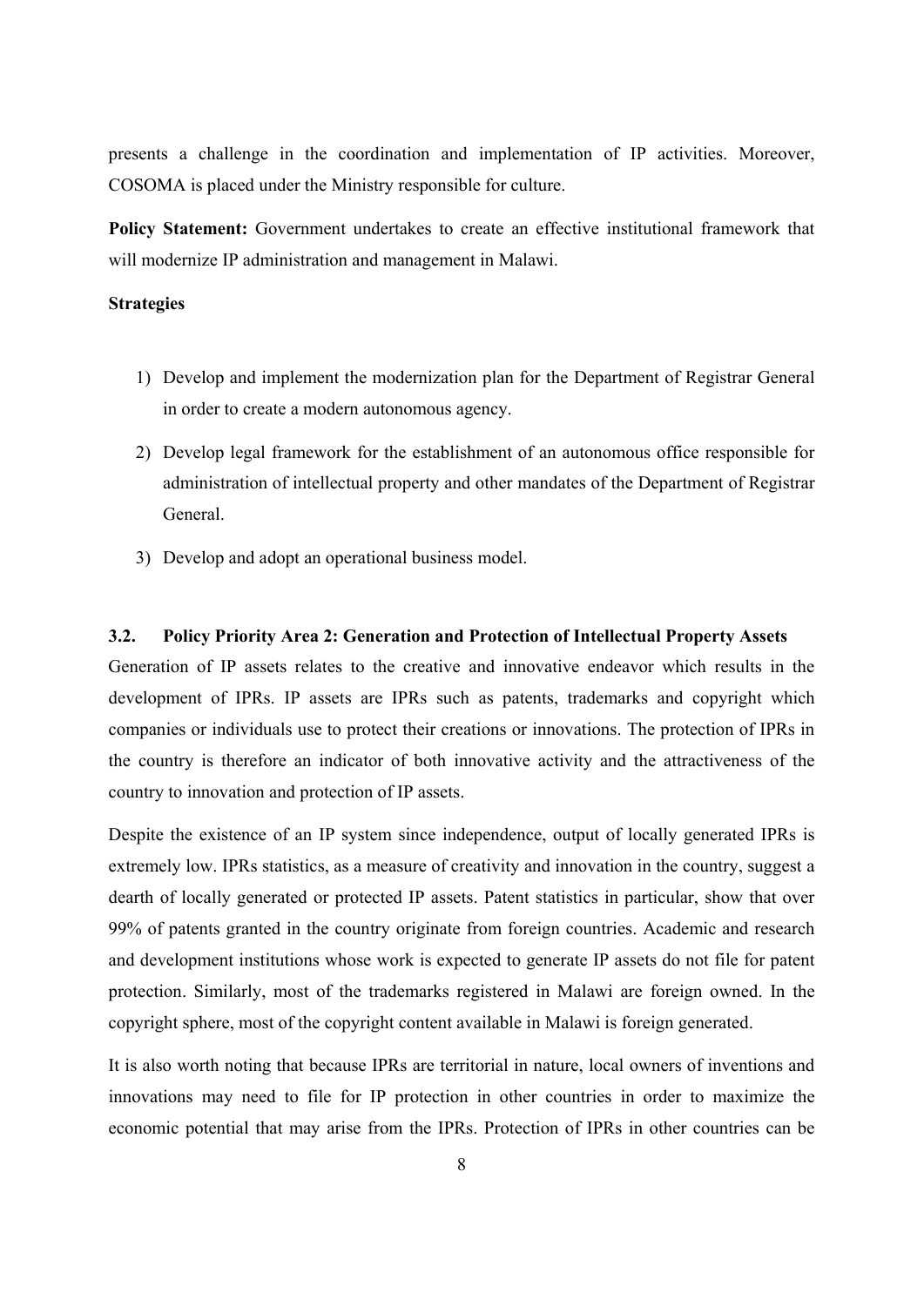presents a challenge in the coordination and implementation of IP activities. Moreover, COSOMA is placed under the Ministry responsible for culture.

**Policy Statement:** Government undertakes to create an effective institutional framework that will modernize IP administration and management in Malawi.

**Strategies**

1) Develop and implement the modernization plan for the Department of Registrar General in order to create a modern autonomous agency.
2) Develop legal framework for the establishment of an autonomous office responsible for administration of intellectual property and other mandates of the Department of Registrar General.
3) Develop and adopt an operational business model.

### 3.2. Policy Priority Area 2: Generation and Protection of Intellectual Property Assets

Generation of IP assets relates to the creative and innovative endeavor which results in the development of IPRs. IP assets are IPRs such as patents, trademarks and copyright which companies or individuals use to protect their creations or innovations. The protection of IPRs in the country is therefore an indicator of both innovative activity and the attractiveness of the country to innovation and protection of IP assets.

Despite the existence of an IP system since independence, output of locally generated IPRs is extremely low. IPRs statistics, as a measure of creativity and innovation in the country, suggest a dearth of locally generated or protected IP assets. Patent statistics in particular, show that over 99% of patents granted in the country originate from foreign countries. Academic and research and development institutions whose work is expected to generate IP assets do not file for patent protection. Similarly, most of the trademarks registered in Malawi are foreign owned. In the copyright sphere, most of the copyright content available in Malawi is foreign generated.

It is also worth noting that because IPRs are territorial in nature, local owners of inventions and innovations may need to file for IP protection in other countries in order to maximize the economic potential that may arise from the IPRs. Protection of IPRs in other countries can be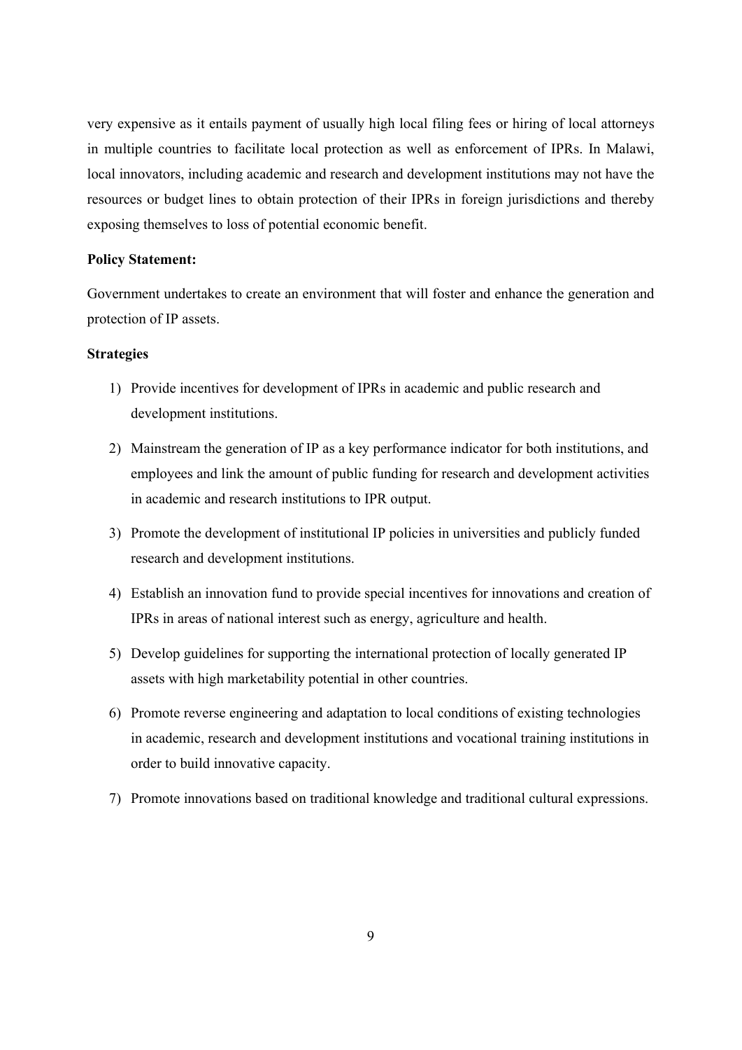very expensive as it entails payment of usually high local filing fees or hiring of local attorneys in multiple countries to facilitate local protection as well as enforcement of IPRs. In Malawi, local innovators, including academic and research and development institutions may not have the resources or budget lines to obtain protection of their IPRs in foreign jurisdictions and thereby exposing themselves to loss of potential economic benefit.

**Policy Statement:**

Government undertakes to create an environment that will foster and enhance the generation and protection of IP assets.

**Strategies**

1) Provide incentives for development of IPRs in academic and public research and development institutions.
2) Mainstream the generation of IP as a key performance indicator for both institutions, and employees and link the amount of public funding for research and development activities in academic and research institutions to IPR output.
3) Promote the development of institutional IP policies in universities and publicly funded research and development institutions.
4) Establish an innovation fund to provide special incentives for innovations and creation of IPRs in areas of national interest such as energy, agriculture and health.
5) Develop guidelines for supporting the international protection of locally generated IP assets with high marketability potential in other countries.
6) Promote reverse engineering and adaptation to local conditions of existing technologies in academic, research and development institutions and vocational training institutions in order to build innovative capacity.
7) Promote innovations based on traditional knowledge and traditional cultural expressions.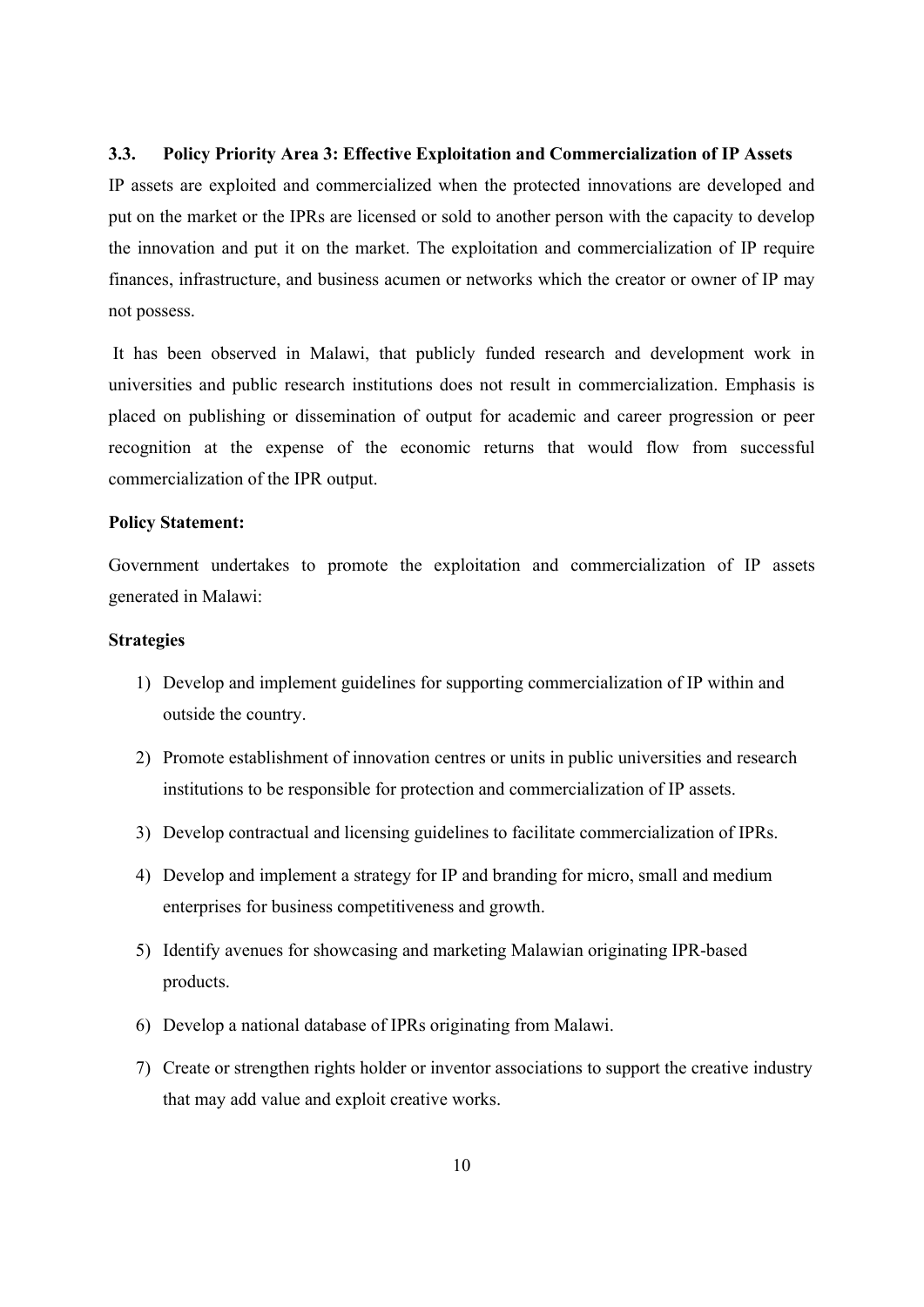### 3.3. Policy Priority Area 3: Effective Exploitation and Commercialization of IP Assets

IP assets are exploited and commercialized when the protected innovations are developed and put on the market or the IPRs are licensed or sold to another person with the capacity to develop the innovation and put it on the market. The exploitation and commercialization of IP require finances, infrastructure, and business acumen or networks which the creator or owner of IP may not possess.

It has been observed in Malawi, that publicly funded research and development work in universities and public research institutions does not result in commercialization. Emphasis is placed on publishing or dissemination of output for academic and career progression or peer recognition at the expense of the economic returns that would flow from successful commercialization of the IPR output.

**Policy Statement:**

Government undertakes to promote the exploitation and commercialization of IP assets generated in Malawi:

**Strategies**

1) Develop and implement guidelines for supporting commercialization of IP within and outside the country.
2) Promote establishment of innovation centres or units in public universities and research institutions to be responsible for protection and commercialization of IP assets.
3) Develop contractual and licensing guidelines to facilitate commercialization of IPRs.
4) Develop and implement a strategy for IP and branding for micro, small and medium enterprises for business competitiveness and growth.
5) Identify avenues for showcasing and marketing Malawian originating IPR-based products.
6) Develop a national database of IPRs originating from Malawi.
7) Create or strengthen rights holder or inventor associations to support the creative industry that may add value and exploit creative works.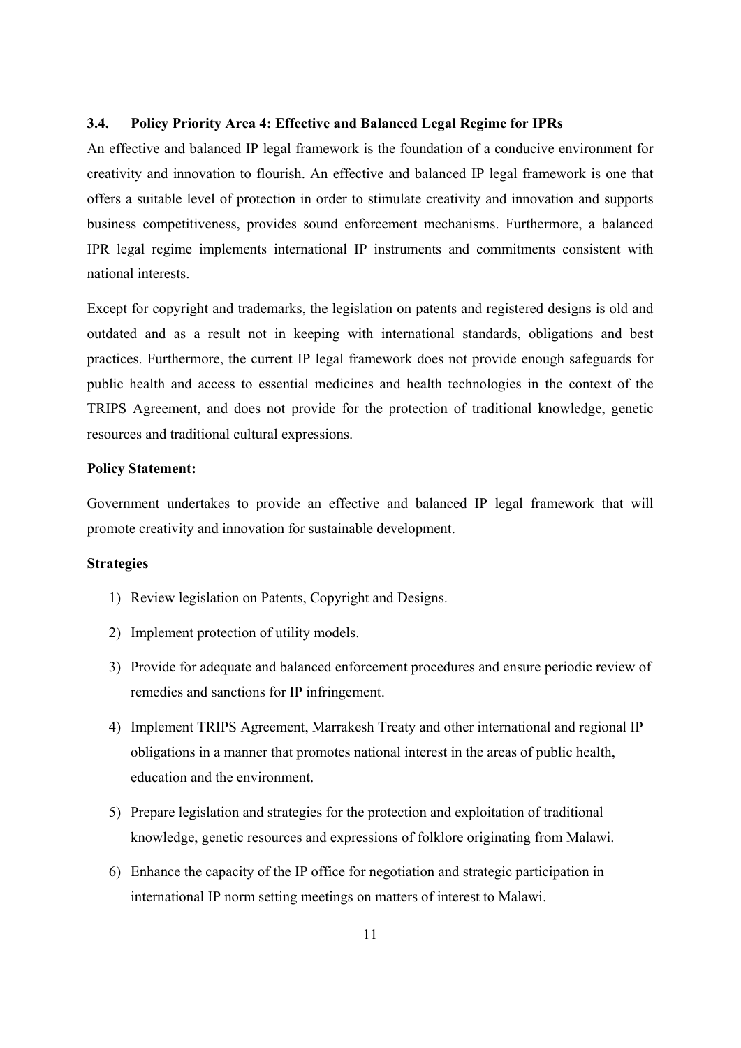### 3.4. Policy Priority Area 4: Effective and Balanced Legal Regime for IPRs

An effective and balanced IP legal framework is the foundation of a conducive environment for creativity and innovation to flourish. An effective and balanced IP legal framework is one that offers a suitable level of protection in order to stimulate creativity and innovation and supports business competitiveness, provides sound enforcement mechanisms. Furthermore, a balanced IPR legal regime implements international IP instruments and commitments consistent with national interests.

Except for copyright and trademarks, the legislation on patents and registered designs is old and outdated and as a result not in keeping with international standards, obligations and best practices. Furthermore, the current IP legal framework does not provide enough safeguards for public health and access to essential medicines and health technologies in the context of the TRIPS Agreement, and does not provide for the protection of traditional knowledge, genetic resources and traditional cultural expressions.

**Policy Statement:**

Government undertakes to provide an effective and balanced IP legal framework that will promote creativity and innovation for sustainable development.

**Strategies**

1) Review legislation on Patents, Copyright and Designs.
2) Implement protection of utility models.
3) Provide for adequate and balanced enforcement procedures and ensure periodic review of remedies and sanctions for IP infringement.
4) Implement TRIPS Agreement, Marrakesh Treaty and other international and regional IP obligations in a manner that promotes national interest in the areas of public health, education and the environment.
5) Prepare legislation and strategies for the protection and exploitation of traditional knowledge, genetic resources and expressions of folklore originating from Malawi.
6) Enhance the capacity of the IP office for negotiation and strategic participation in international IP norm setting meetings on matters of interest to Malawi.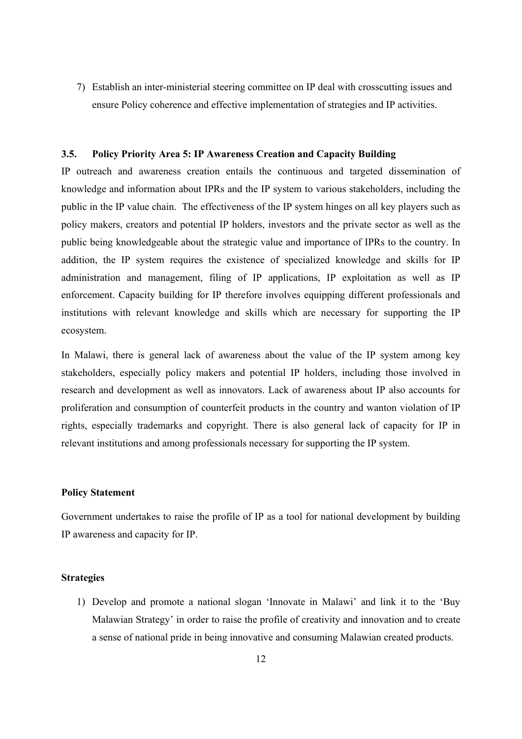7) Establish an inter-ministerial steering committee on IP deal with crosscutting issues and ensure Policy coherence and effective implementation of strategies and IP activities.

### 3.5. Policy Priority Area 5: IP Awareness Creation and Capacity Building

IP outreach and awareness creation entails the continuous and targeted dissemination of knowledge and information about IPRs and the IP system to various stakeholders, including the public in the IP value chain. The effectiveness of the IP system hinges on all key players such as policy makers, creators and potential IP holders, investors and the private sector as well as the public being knowledgeable about the strategic value and importance of IPRs to the country. In addition, the IP system requires the existence of specialized knowledge and skills for IP administration and management, filing of IP applications, IP exploitation as well as IP enforcement. Capacity building for IP therefore involves equipping different professionals and institutions with relevant knowledge and skills which are necessary for supporting the IP ecosystem.

In Malawi, there is general lack of awareness about the value of the IP system among key stakeholders, especially policy makers and potential IP holders, including those involved in research and development as well as innovators. Lack of awareness about IP also accounts for proliferation and consumption of counterfeit products in the country and wanton violation of IP rights, especially trademarks and copyright. There is also general lack of capacity for IP in relevant institutions and among professionals necessary for supporting the IP system.

**Policy Statement**

Government undertakes to raise the profile of IP as a tool for national development by building IP awareness and capacity for IP.

**Strategies**

1) Develop and promote a national slogan 'Innovate in Malawi' and link it to the 'Buy Malawian Strategy' in order to raise the profile of creativity and innovation and to create a sense of national pride in being innovative and consuming Malawian created products.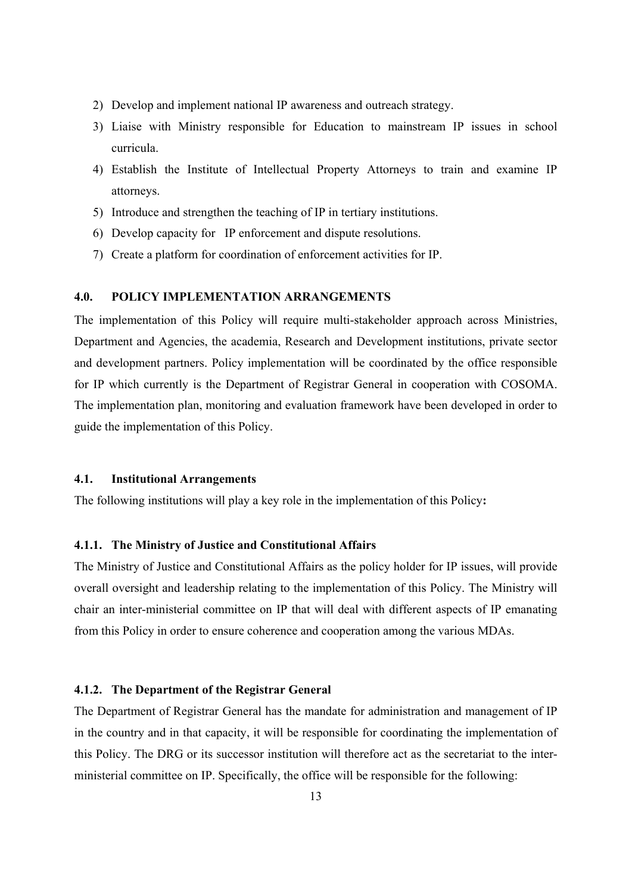2) Develop and implement national IP awareness and outreach strategy.
3) Liaise with Ministry responsible for Education to mainstream IP issues in school curricula.
4) Establish the Institute of Intellectual Property Attorneys to train and examine IP attorneys.
5) Introduce and strengthen the teaching of IP in tertiary institutions.
6) Develop capacity for IP enforcement and dispute resolutions.
7) Create a platform for coordination of enforcement activities for IP.

## 4.0. POLICY IMPLEMENTATION ARRANGEMENTS

The implementation of this Policy will require multi-stakeholder approach across Ministries, Department and Agencies, the academia, Research and Development institutions, private sector and development partners. Policy implementation will be coordinated by the office responsible for IP which currently is the Department of Registrar General in cooperation with COSOMA. The implementation plan, monitoring and evaluation framework have been developed in order to guide the implementation of this Policy.

### 4.1. Institutional Arrangements

The following institutions will play a key role in the implementation of this Policy**:**

#### 4.1.1. The Ministry of Justice and Constitutional Affairs

The Ministry of Justice and Constitutional Affairs as the policy holder for IP issues, will provide overall oversight and leadership relating to the implementation of this Policy. The Ministry will chair an inter-ministerial committee on IP that will deal with different aspects of IP emanating from this Policy in order to ensure coherence and cooperation among the various MDAs.

#### 4.1.2. The Department of the Registrar General

The Department of Registrar General has the mandate for administration and management of IP in the country and in that capacity, it will be responsible for coordinating the implementation of this Policy. The DRG or its successor institution will therefore act as the secretariat to the inter-ministerial committee on IP. Specifically, the office will be responsible for the following: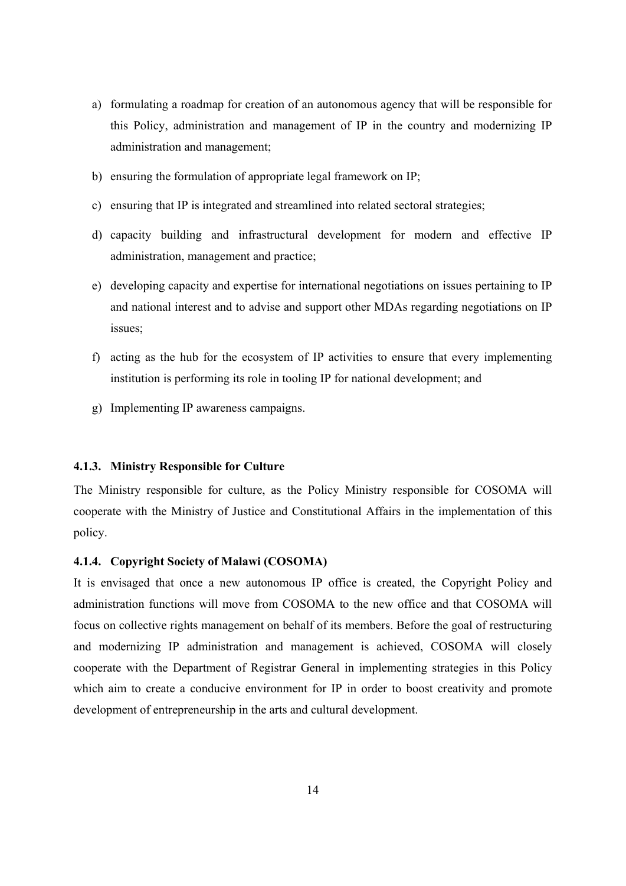a) formulating a roadmap for creation of an autonomous agency that will be responsible for this Policy, administration and management of IP in the country and modernizing IP administration and management;
b) ensuring the formulation of appropriate legal framework on IP;
c) ensuring that IP is integrated and streamlined into related sectoral strategies;
d) capacity building and infrastructural development for modern and effective IP administration, management and practice;
e) developing capacity and expertise for international negotiations on issues pertaining to IP and national interest and to advise and support other MDAs regarding negotiations on IP issues;
f) acting as the hub for the ecosystem of IP activities to ensure that every implementing institution is performing its role in tooling IP for national development; and
g) Implementing IP awareness campaigns.

#### 4.1.3. Ministry Responsible for Culture

The Ministry responsible for culture, as the Policy Ministry responsible for COSOMA will cooperate with the Ministry of Justice and Constitutional Affairs in the implementation of this policy.

#### 4.1.4. Copyright Society of Malawi (COSOMA)

It is envisaged that once a new autonomous IP office is created, the Copyright Policy and administration functions will move from COSOMA to the new office and that COSOMA will focus on collective rights management on behalf of its members. Before the goal of restructuring and modernizing IP administration and management is achieved, COSOMA will closely cooperate with the Department of Registrar General in implementing strategies in this Policy which aim to create a conducive environment for IP in order to boost creativity and promote development of entrepreneurship in the arts and cultural development.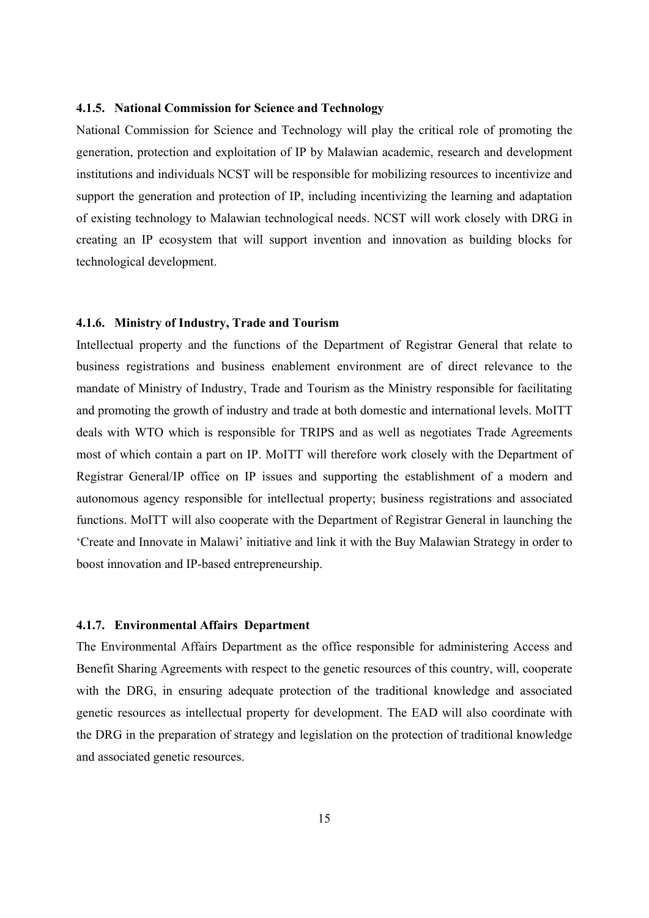#### 4.1.5. National Commission for Science and Technology

National Commission for Science and Technology will play the critical role of promoting the generation, protection and exploitation of IP by Malawian academic, research and development institutions and individuals NCST will be responsible for mobilizing resources to incentivize and support the generation and protection of IP, including incentivizing the learning and adaptation of existing technology to Malawian technological needs. NCST will work closely with DRG in creating an IP ecosystem that will support invention and innovation as building blocks for technological development.

#### 4.1.6. Ministry of Industry, Trade and Tourism

Intellectual property and the functions of the Department of Registrar General that relate to business registrations and business enablement environment are of direct relevance to the mandate of Ministry of Industry, Trade and Tourism as the Ministry responsible for facilitating and promoting the growth of industry and trade at both domestic and international levels. MoITT deals with WTO which is responsible for TRIPS and as well as negotiates Trade Agreements most of which contain a part on IP. MoITT will therefore work closely with the Department of Registrar General/IP office on IP issues and supporting the establishment of a modern and autonomous agency responsible for intellectual property; business registrations and associated functions. MoITT will also cooperate with the Department of Registrar General in launching the 'Create and Innovate in Malawi' initiative and link it with the Buy Malawian Strategy in order to boost innovation and IP-based entrepreneurship.

#### 4.1.7. Environmental Affairs Department

The Environmental Affairs Department as the office responsible for administering Access and Benefit Sharing Agreements with respect to the genetic resources of this country, will, cooperate with the DRG, in ensuring adequate protection of the traditional knowledge and associated genetic resources as intellectual property for development. The EAD will also coordinate with the DRG in the preparation of strategy and legislation on the protection of traditional knowledge and associated genetic resources.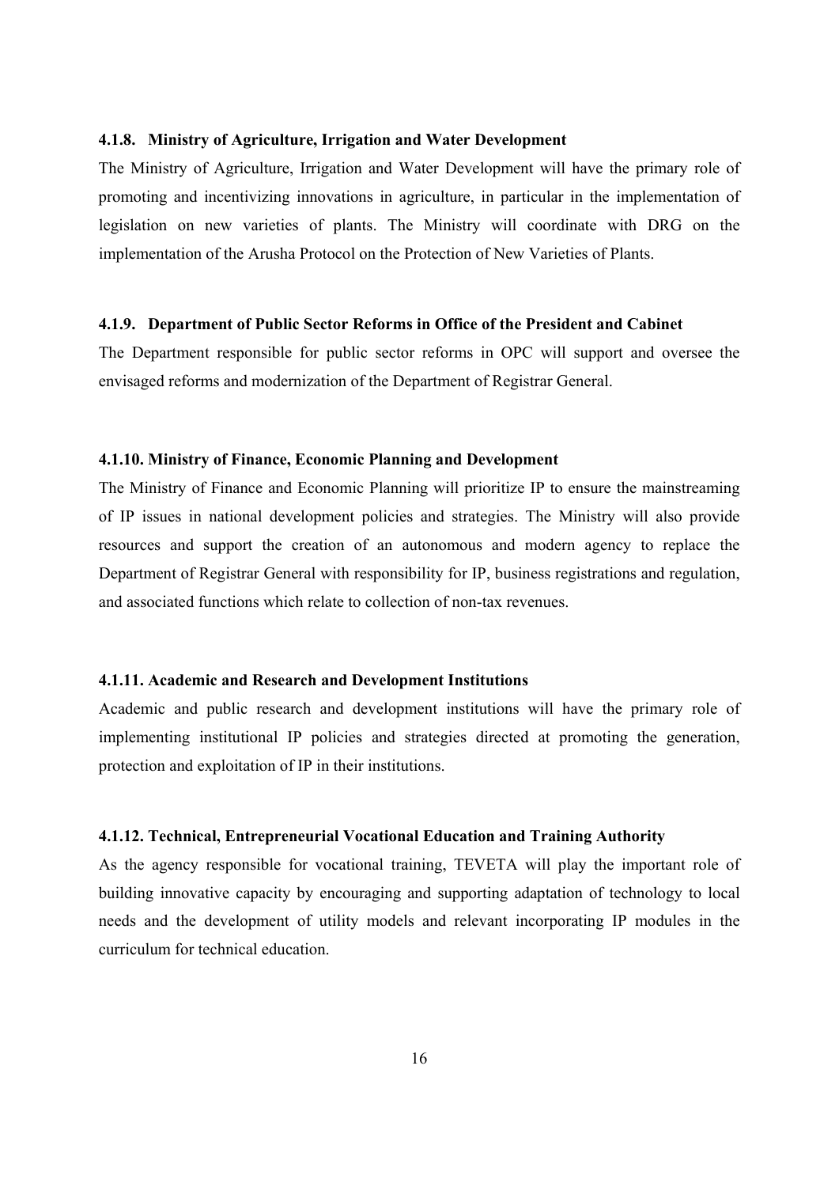#### 4.1.8. Ministry of Agriculture, Irrigation and Water Development

The Ministry of Agriculture, Irrigation and Water Development will have the primary role of promoting and incentivizing innovations in agriculture, in particular in the implementation of legislation on new varieties of plants. The Ministry will coordinate with DRG on the implementation of the Arusha Protocol on the Protection of New Varieties of Plants.

#### 4.1.9. Department of Public Sector Reforms in Office of the President and Cabinet

The Department responsible for public sector reforms in OPC will support and oversee the envisaged reforms and modernization of the Department of Registrar General.

#### 4.1.10. Ministry of Finance, Economic Planning and Development

The Ministry of Finance and Economic Planning will prioritize IP to ensure the mainstreaming of IP issues in national development policies and strategies. The Ministry will also provide resources and support the creation of an autonomous and modern agency to replace the Department of Registrar General with responsibility for IP, business registrations and regulation, and associated functions which relate to collection of non-tax revenues.

#### 4.1.11. Academic and Research and Development Institutions

Academic and public research and development institutions will have the primary role of implementing institutional IP policies and strategies directed at promoting the generation, protection and exploitation of IP in their institutions.

#### 4.1.12. Technical, Entrepreneurial Vocational Education and Training Authority

As the agency responsible for vocational training, TEVETA will play the important role of building innovative capacity by encouraging and supporting adaptation of technology to local needs and the development of utility models and relevant incorporating IP modules in the curriculum for technical education.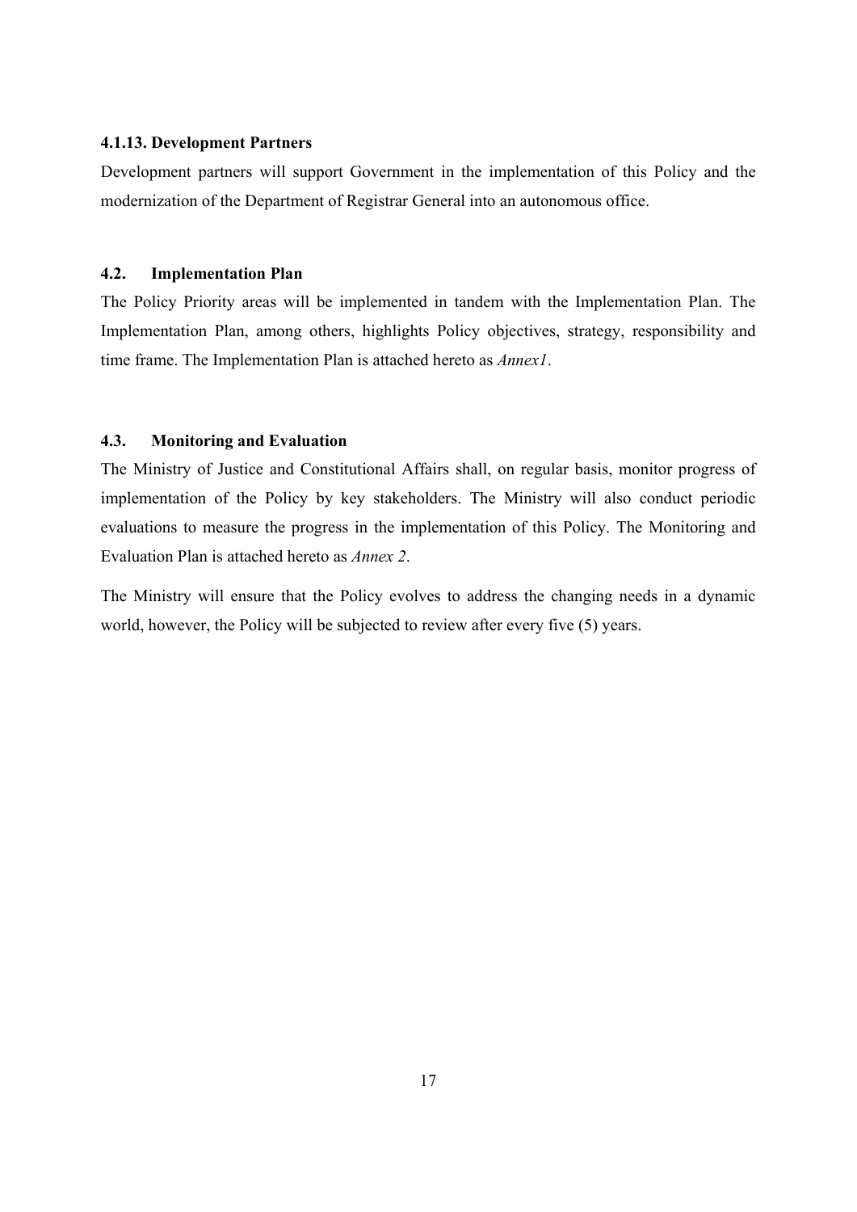#### 4.1.13. Development Partners

Development partners will support Government in the implementation of this Policy and the modernization of the Department of Registrar General into an autonomous office.

### 4.2. Implementation Plan

The Policy Priority areas will be implemented in tandem with the Implementation Plan. The Implementation Plan, among others, highlights Policy objectives, strategy, responsibility and time frame. The Implementation Plan is attached hereto as *Annex1*.

### 4.3. Monitoring and Evaluation

The Ministry of Justice and Constitutional Affairs shall, on regular basis, monitor progress of implementation of the Policy by key stakeholders. The Ministry will also conduct periodic evaluations to measure the progress in the implementation of this Policy. The Monitoring and Evaluation Plan is attached hereto as *Annex 2*.

The Ministry will ensure that the Policy evolves to address the changing needs in a dynamic world, however, the Policy will be subjected to review after every five (5) years.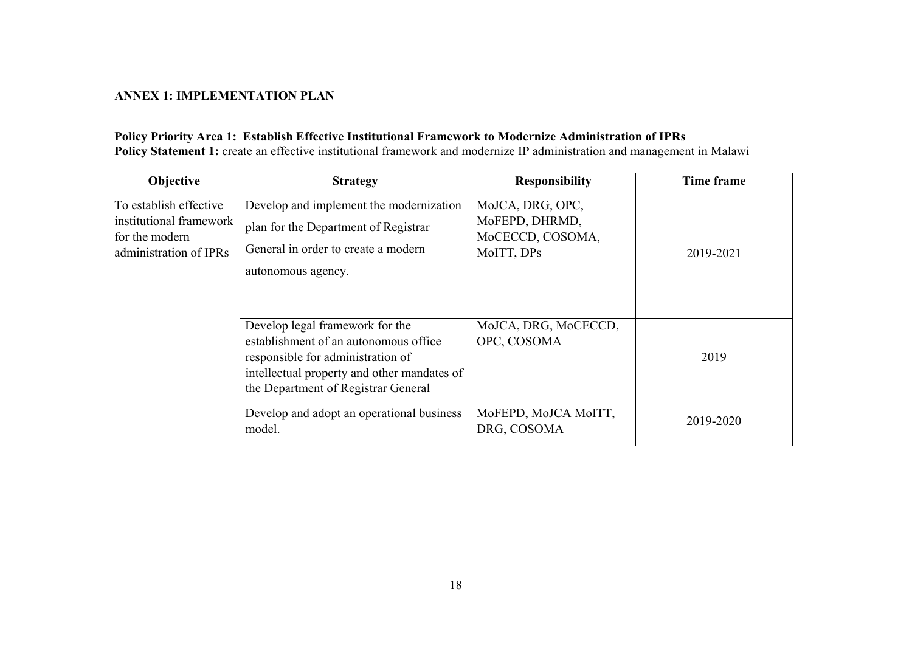## ANNEX 1: IMPLEMENTATION PLAN

**Policy Priority Area 1: Establish Effective Institutional Framework to Modernize Administration of IPRs**
**Policy Statement 1:** create an effective institutional framework and modernize IP administration and management in Malawi

| Objective | Strategy | Responsibility | Time frame |
|---|---|---|---|
| To establish effective institutional framework for the modern administration of IPRs | Develop and implement the modernization plan for the Department of Registrar General in order to create a modern autonomous agency. | MoJCA, DRG, OPC, MoFEPD, DHRMD, MoCECCD, COSOMA, MoITT, DPs | 2019-2021 |
| | Develop legal framework for the establishment of an autonomous office responsible for administration of intellectual property and other mandates of the Department of Registrar General | MoJCA, DRG, MoCECCD, OPC, COSOMA | 2019 |
| | Develop and adopt an operational business model. | MoFEPD, MoJCA MoITT, DRG, COSOMA | 2019-2020 |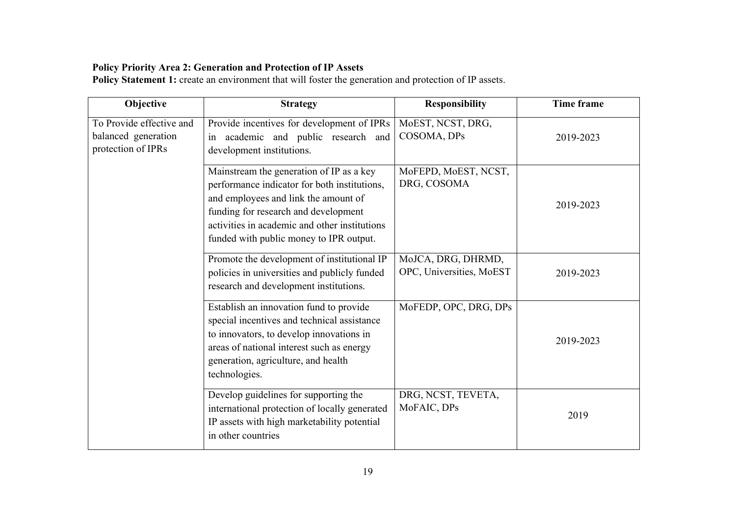**Policy Priority Area 2: Generation and Protection of IP Assets**

**Policy Statement 1:** create an environment that will foster the generation and protection of IP assets.

| Objective | Strategy | Responsibility | Time frame |
|---|---|---|---|
| To Provide effective and balanced generation protection of IPRs | Provide incentives for development of IPRs in academic and public research and development institutions. | MoEST, NCST, DRG, COSOMA, DPs | 2019-2023 |
| | Mainstream the generation of IP as a key performance indicator for both institutions, and employees and link the amount of funding for research and development activities in academic and other institutions funded with public money to IPR output. | MoFEPD, MoEST, NCST, DRG, COSOMA | 2019-2023 |
| | Promote the development of institutional IP policies in universities and publicly funded research and development institutions. | MoJCA, DRG, DHRMD, OPC, Universities, MoEST | 2019-2023 |
| | Establish an innovation fund to provide special incentives and technical assistance to innovators, to develop innovations in areas of national interest such as energy generation, agriculture, and health technologies. | MoFEDP, OPC, DRG, DPs | 2019-2023 |
| | Develop guidelines for supporting the international protection of locally generated IP assets with high marketability potential in other countries | DRG, NCST, TEVETA, MoFAIC, DPs | 2019 |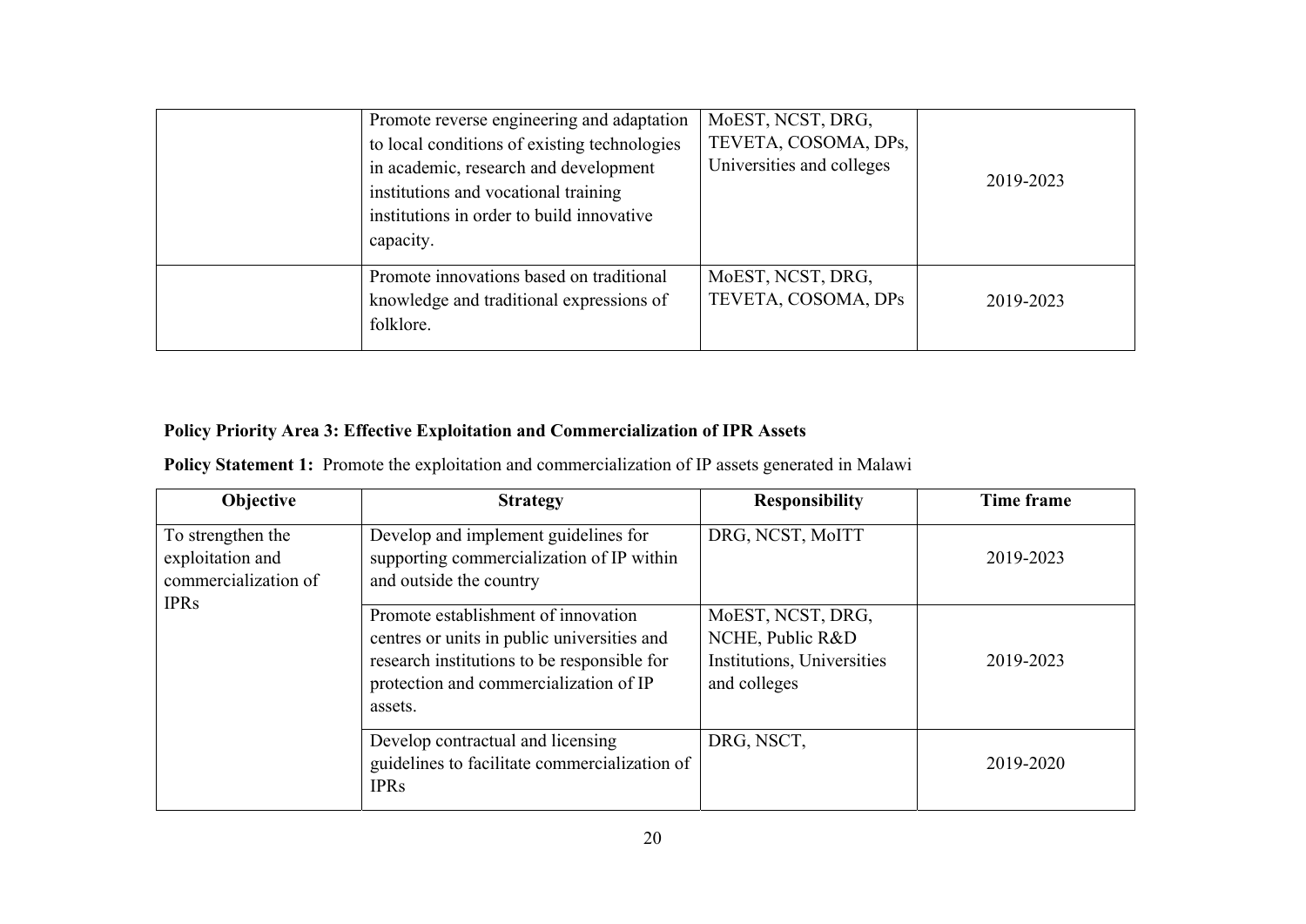| | | | |
|---|---|---|---|
| | Promote reverse engineering and adaptation to local conditions of existing technologies in academic, research and development institutions and vocational training institutions in order to build innovative capacity. | MoEST, NCST, DRG, TEVETA, COSOMA, DPs, Universities and colleges | 2019-2023 |
| | Promote innovations based on traditional knowledge and traditional expressions of folklore. | MoEST, NCST, DRG, TEVETA, COSOMA, DPs | 2019-2023 |

**Policy Priority Area 3: Effective Exploitation and Commercialization of IPR Assets**

**Policy Statement 1:** Promote the exploitation and commercialization of IP assets generated in Malawi

| Objective | Strategy | Responsibility | Time frame |
|---|---|---|---|
| To strengthen the exploitation and commercialization of IPRs | Develop and implement guidelines for supporting commercialization of IP within and outside the country | DRG, NCST, MoITT | 2019-2023 |
| | Promote establishment of innovation centres or units in public universities and research institutions to be responsible for protection and commercialization of IP assets. | MoEST, NCST, DRG, NCHE, Public R&D Institutions, Universities and colleges | 2019-2023 |
| | Develop contractual and licensing guidelines to facilitate commercialization of IPRs | DRG, NSCT, | 2019-2020 |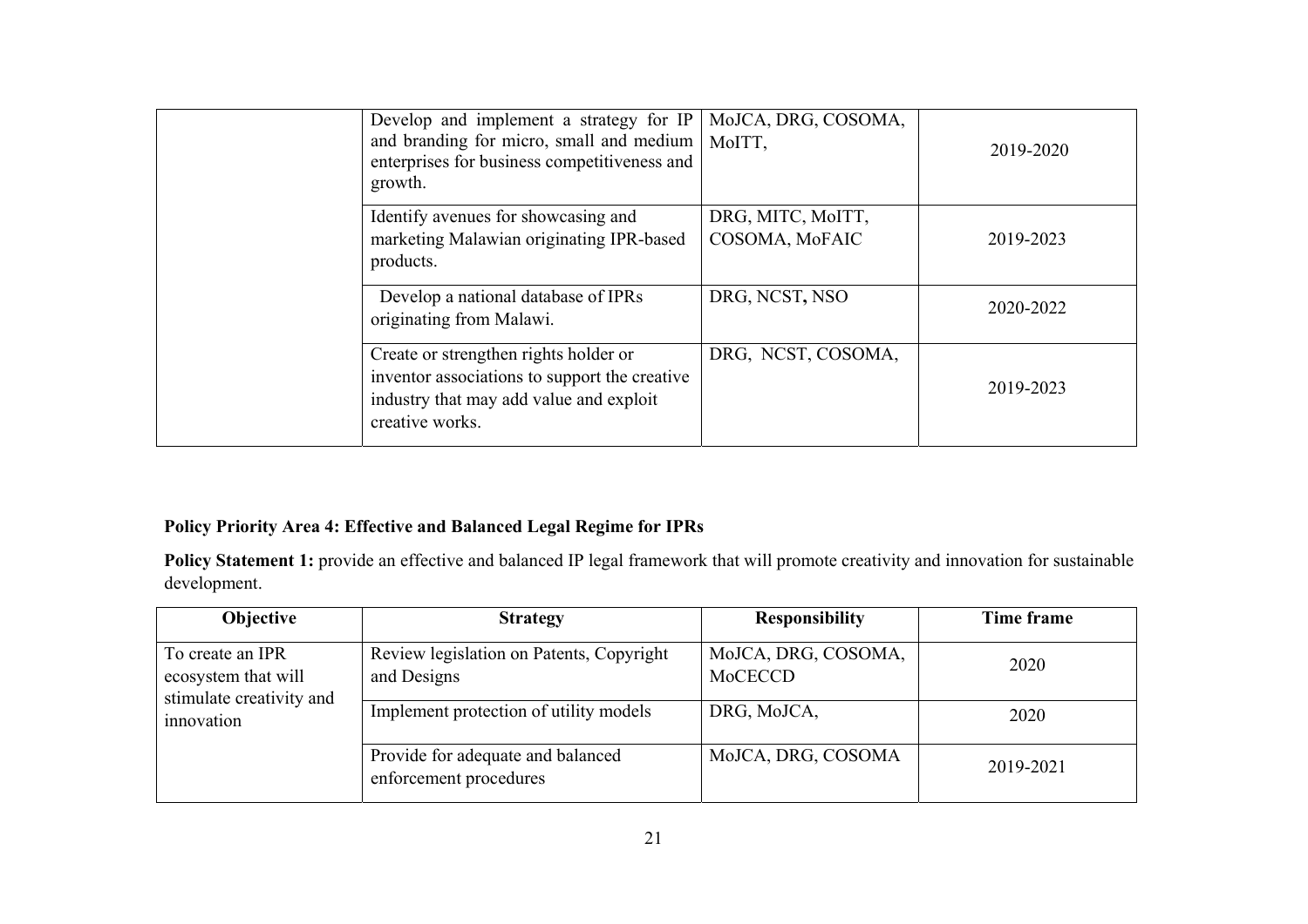| | | | |
|---|---|---|---|
| | Develop and implement a strategy for IP and branding for micro, small and medium enterprises for business competitiveness and growth. | MoJCA, DRG, COSOMA, MoITT, | 2019-2020 |
| | Identify avenues for showcasing and marketing Malawian originating IPR-based products. | DRG, MITC, MoITT, COSOMA, MoFAIC | 2019-2023 |
| | Develop a national database of IPRs originating from Malawi. | DRG, NCST, NSO | 2020-2022 |
| | Create or strengthen rights holder or inventor associations to support the creative industry that may add value and exploit creative works. | DRG, NCST, COSOMA, | 2019-2023 |

**Policy Priority Area 4: Effective and Balanced Legal Regime for IPRs**

**Policy Statement 1:** provide an effective and balanced IP legal framework that will promote creativity and innovation for sustainable development.

| Objective | Strategy | Responsibility | Time frame |
|---|---|---|---|
| To create an IPR ecosystem that will stimulate creativity and innovation | Review legislation on Patents, Copyright and Designs | MoJCA, DRG, COSOMA, MoCECCD | 2020 |
| | Implement protection of utility models | DRG, MoJCA, | 2020 |
| | Provide for adequate and balanced enforcement procedures | MoJCA, DRG, COSOMA | 2019-2021 |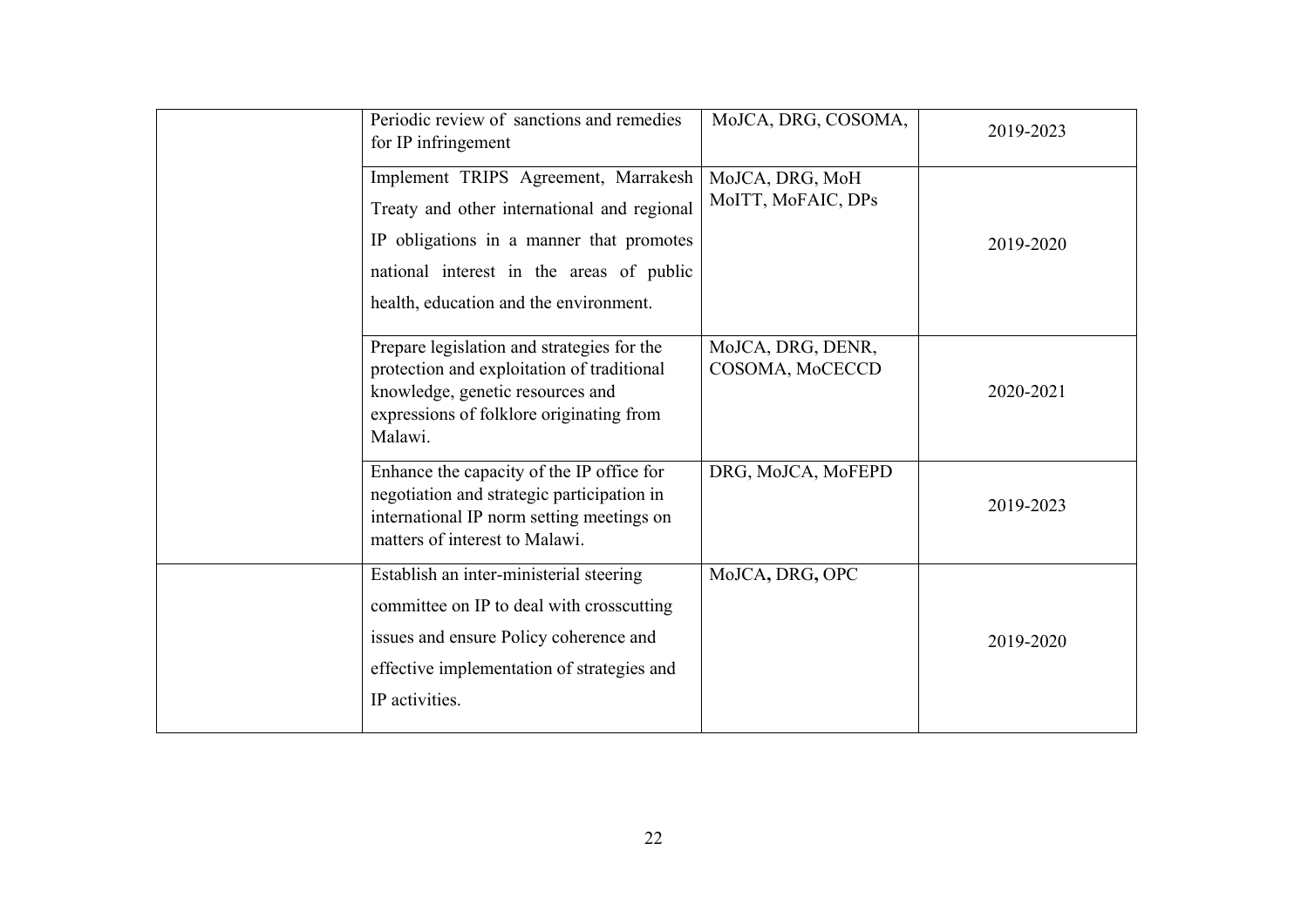| | | | |
|---|---|---|---|
| | Periodic review of sanctions and remedies for IP infringement | MoJCA, DRG, COSOMA, | 2019-2023 |
| | Implement TRIPS Agreement, Marrakesh Treaty and other international and regional IP obligations in a manner that promotes national interest in the areas of public health, education and the environment. | MoJCA, DRG, MoH MoITT, MoFAIC, DPs | 2019-2020 |
| | Prepare legislation and strategies for the protection and exploitation of traditional knowledge, genetic resources and expressions of folklore originating from Malawi. | MoJCA, DRG, DENR, COSOMA, MoCECCD | 2020-2021 |
| | Enhance the capacity of the IP office for negotiation and strategic participation in international IP norm setting meetings on matters of interest to Malawi. | DRG, MoJCA, MoFEPD | 2019-2023 |
| | Establish an inter-ministerial steering committee on IP to deal with crosscutting issues and ensure Policy coherence and effective implementation of strategies and IP activities. | MoJCA, DRG, OPC | 2019-2020 |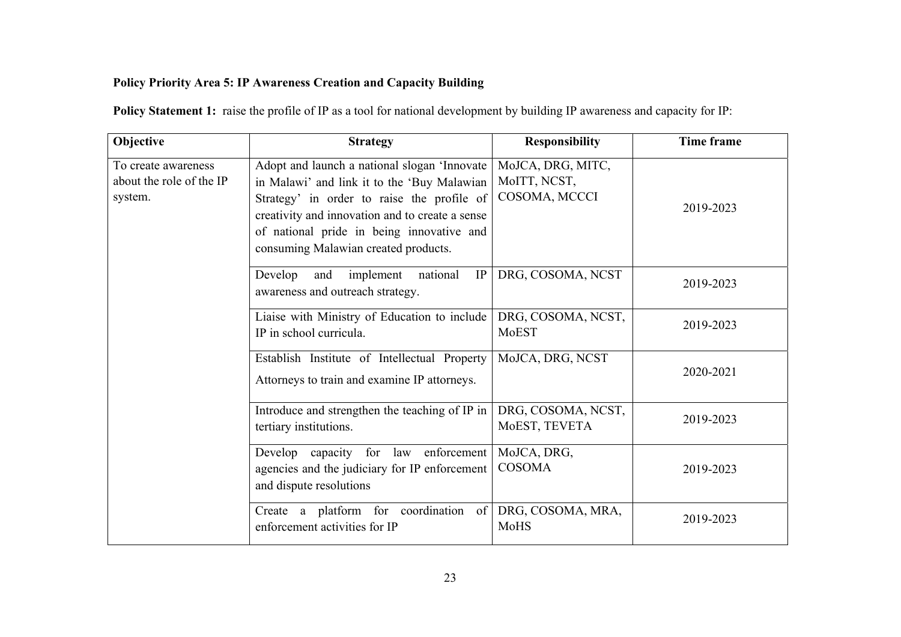**Policy Priority Area 5: IP Awareness Creation and Capacity Building**

**Policy Statement 1:** raise the profile of IP as a tool for national development by building IP awareness and capacity for IP:

| Objective | Strategy | Responsibility | Time frame |
|---|---|---|---|
| To create awareness about the role of the IP system. | Adopt and launch a national slogan 'Innovate in Malawi' and link it to the 'Buy Malawian Strategy' in order to raise the profile of creativity and innovation and to create a sense of national pride in being innovative and consuming Malawian created products. | MoJCA, DRG, MITC, MoITT, NCST, COSOMA, MCCCI | 2019-2023 |
| | Develop and implement national IP awareness and outreach strategy. | DRG, COSOMA, NCST | 2019-2023 |
| | Liaise with Ministry of Education to include IP in school curricula. | DRG, COSOMA, NCST, MoEST | 2019-2023 |
| | Establish Institute of Intellectual Property Attorneys to train and examine IP attorneys. | MoJCA, DRG, NCST | 2020-2021 |
| | Introduce and strengthen the teaching of IP in tertiary institutions. | DRG, COSOMA, NCST, MoEST, TEVETA | 2019-2023 |
| | Develop capacity for law enforcement agencies and the judiciary for IP enforcement and dispute resolutions | MoJCA, DRG, COSOMA | 2019-2023 |
| | Create a platform for coordination of enforcement activities for IP | DRG, COSOMA, MRA, MoHS | 2019-2023 |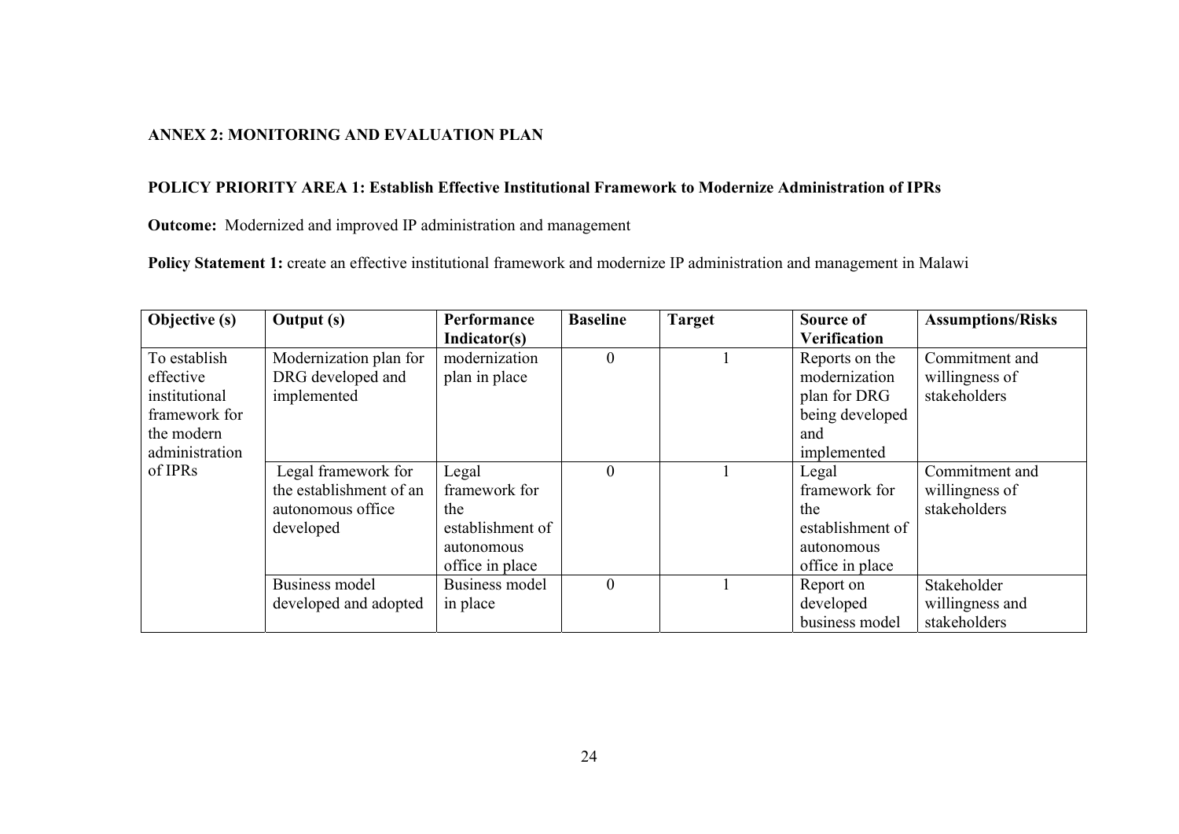**ANNEX 2: MONITORING AND EVALUATION PLAN**

**POLICY PRIORITY AREA 1: Establish Effective Institutional Framework to Modernize Administration of IPRs**

**Outcome:** Modernized and improved IP administration and management

**Policy Statement 1:** create an effective institutional framework and modernize IP administration and management in Malawi

| Objective (s) | Output (s) | Performance Indicator(s) | Baseline | Target | Source of Verification | Assumptions/Risks |
|---|---|---|---|---|---|---|
| To establish effective institutional framework for the modern administration of IPRs | Modernization plan for DRG developed and implemented | modernization plan in place | 0 | 1 | Reports on the modernization plan for DRG being developed and implemented | Commitment and willingness of stakeholders |
| | Legal framework for the establishment of an autonomous office developed | Legal framework for the establishment of autonomous office in place | 0 | 1 | Legal framework for the establishment of autonomous office in place | Commitment and willingness of stakeholders |
| | Business model developed and adopted | Business model in place | 0 | 1 | Report on developed business model | Stakeholder willingness and stakeholders |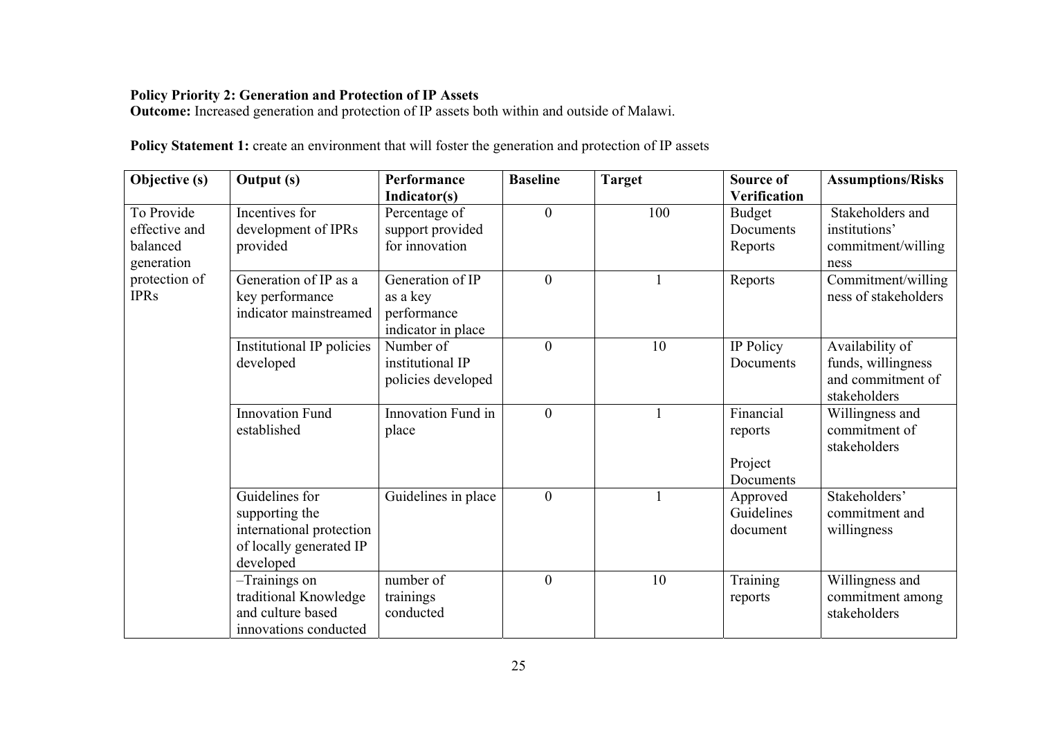**Policy Priority 2: Generation and Protection of IP Assets**
**Outcome:** Increased generation and protection of IP assets both within and outside of Malawi.

**Policy Statement 1:** create an environment that will foster the generation and protection of IP assets

| Objective (s) | Output (s) | Performance Indicator(s) | Baseline | Target | Source of Verification | Assumptions/Risks |
|---|---|---|---|---|---|---|
| To Provide effective and balanced generation protection of IPRs | Incentives for development of IPRs provided | Percentage of support provided for innovation | 0 | 100 | Budget Documents Reports | Stakeholders and institutions' commitment/willingness |
| | Generation of IP as a key performance indicator mainstreamed | Generation of IP as a key performance indicator in place | 0 | 1 | Reports | Commitment/willingness of stakeholders |
| | Institutional IP policies developed | Number of institutional IP policies developed | 0 | 10 | IP Policy Documents | Availability of funds, willingness and commitment of stakeholders |
| | Innovation Fund established | Innovation Fund in place | 0 | 1 | Financial reports<br><br>Project Documents | Willingness and commitment of stakeholders |
| | Guidelines for supporting the international protection of locally generated IP developed | Guidelines in place | 0 | 1 | Approved Guidelines document | Stakeholders' commitment and willingness |
| | –Trainings on traditional Knowledge and culture based innovations conducted | number of trainings conducted | 0 | 10 | Training reports | Willingness and commitment among stakeholders |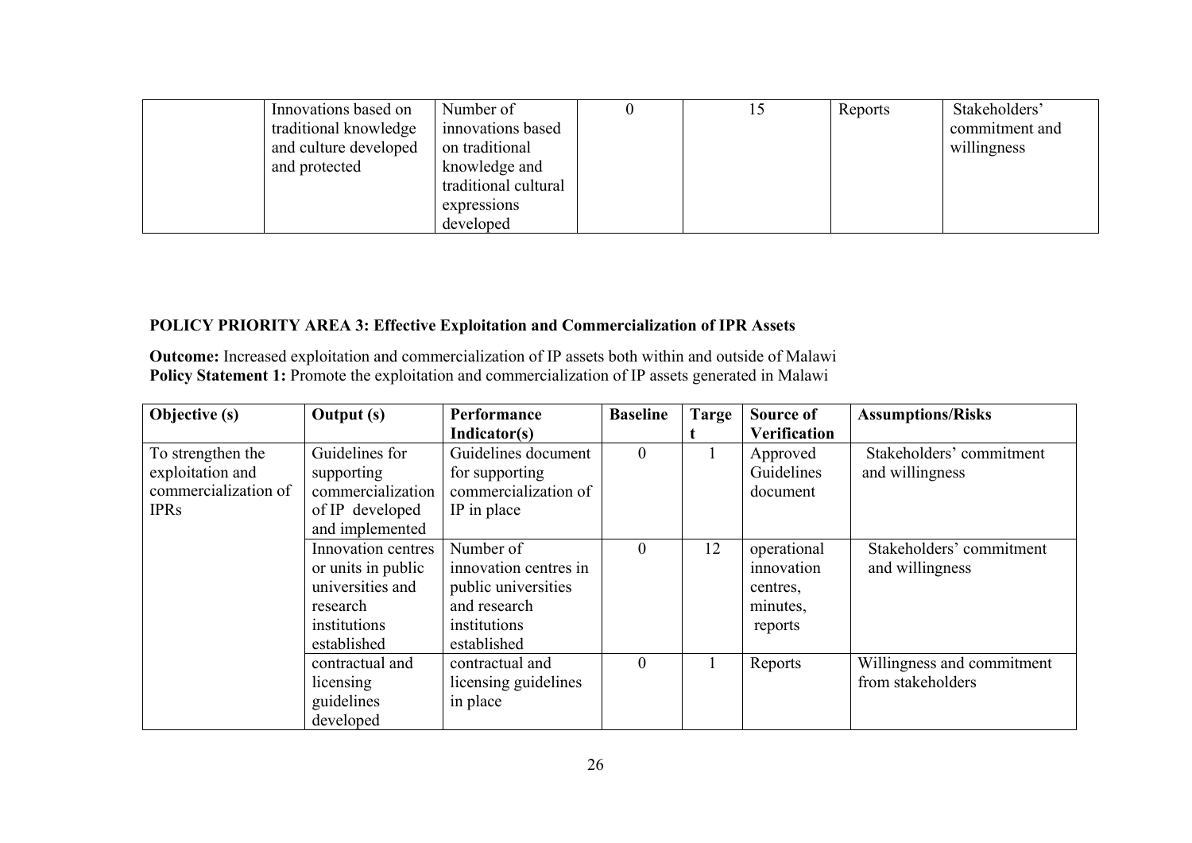| | | | | | | |
|---|---|---|---|---|---|---|
| | Innovations based on traditional knowledge and culture developed and protected | Number of innovations based on traditional knowledge and traditional cultural expressions developed | 0 | 15 | Reports | Stakeholders' commitment and willingness |

**POLICY PRIORITY AREA 3: Effective Exploitation and Commercialization of IPR Assets**

**Outcome:** Increased exploitation and commercialization of IP assets both within and outside of Malawi
**Policy Statement 1:** Promote the exploitation and commercialization of IP assets generated in Malawi

| Objective (s) | Output (s) | Performance Indicator(s) | Baseline | Target | Source of Verification | Assumptions/Risks |
|---|---|---|---|---|---|---|
| To strengthen the exploitation and commercialization of IPRs | Guidelines for supporting commercialization of IP developed and implemented | Guidelines document for supporting commercialization of IP in place | 0 | 1 | Approved Guidelines document | Stakeholders' commitment and willingness |
| | Innovation centres or units in public universities and research institutions established | Number of innovation centres in public universities and research institutions established | 0 | 12 | operational innovation centres, minutes, reports | Stakeholders' commitment and willingness |
| | contractual and licensing guidelines developed | contractual and licensing guidelines in place | 0 | 1 | Reports | Willingness and commitment from stakeholders |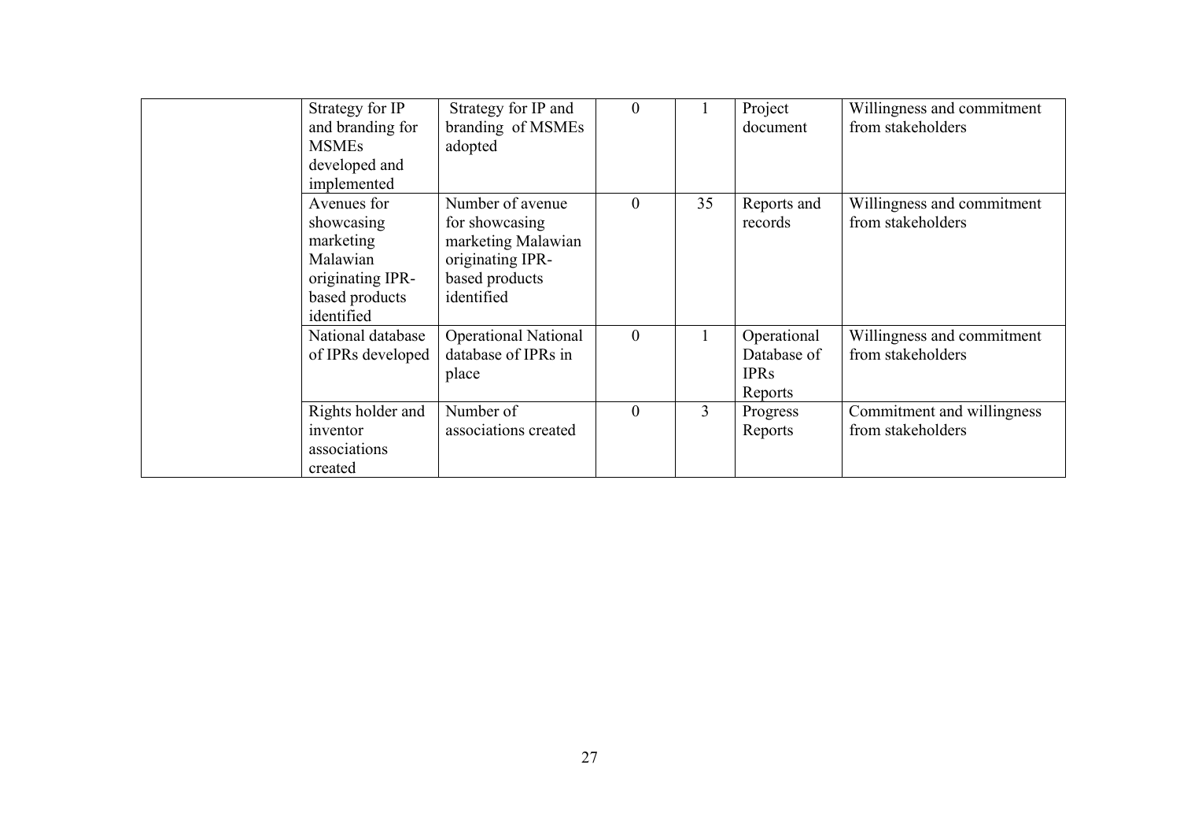| | | | | | | |
|---|---|---|---|---|---|---|
| | Strategy for IP and branding for MSMEs developed and implemented | Strategy for IP and branding of MSMEs adopted | 0 | 1 | Project document | Willingness and commitment from stakeholders |
| | Avenues for showcasing marketing Malawian originating IPR-based products identified | Number of avenue for showcasing marketing Malawian originating IPR-based products identified | 0 | 35 | Reports and records | Willingness and commitment from stakeholders |
| | National database of IPRs developed | Operational National database of IPRs in place | 0 | 1 | Operational Database of IPRs Reports | Willingness and commitment from stakeholders |
| | Rights holder and inventor associations created | Number of associations created | 0 | 3 | Progress Reports | Commitment and willingness from stakeholders |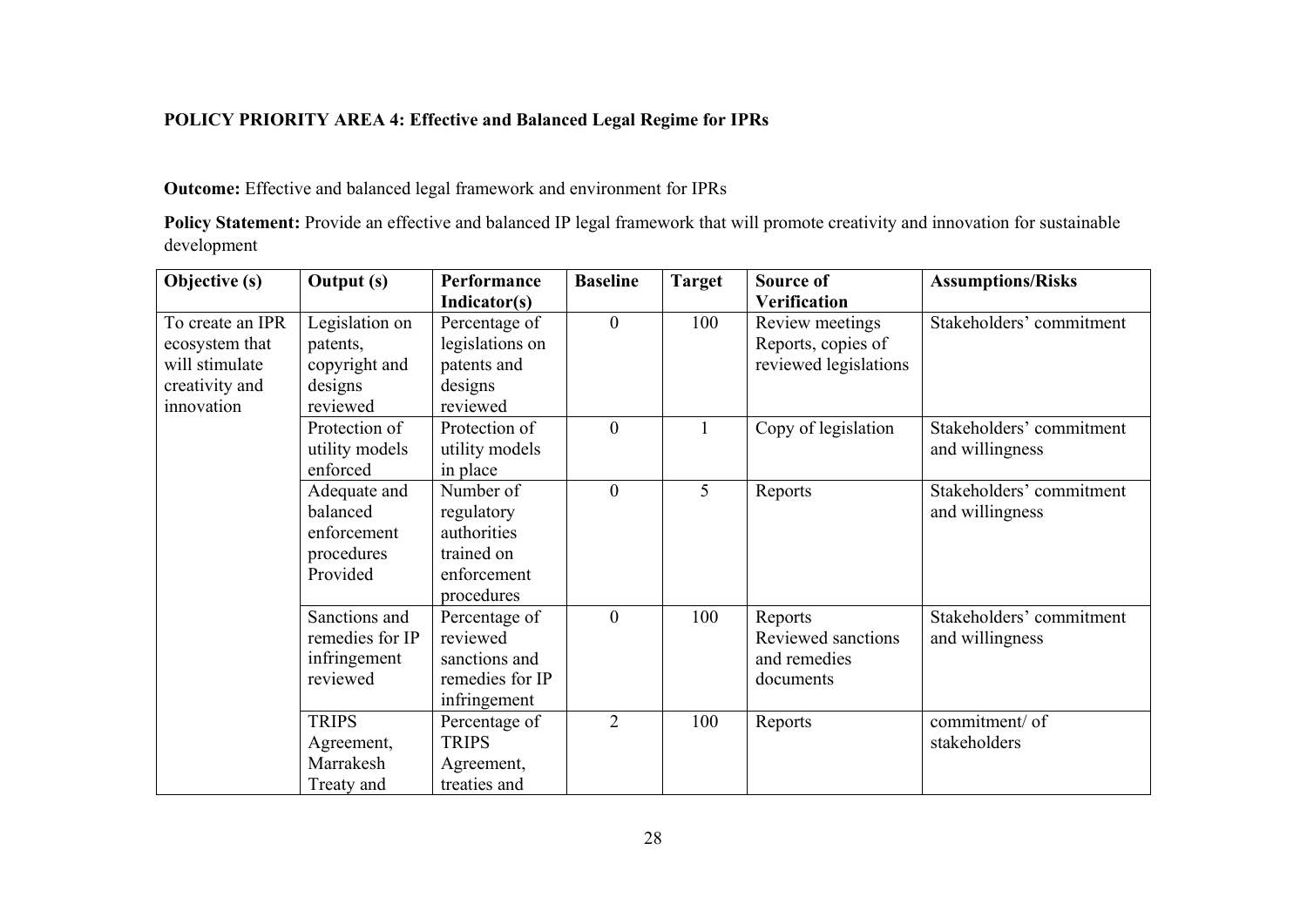**POLICY PRIORITY AREA 4: Effective and Balanced Legal Regime for IPRs**

**Outcome:** Effective and balanced legal framework and environment for IPRs

**Policy Statement:** Provide an effective and balanced IP legal framework that will promote creativity and innovation for sustainable development

| Objective (s) | Output (s) | Performance Indicator(s) | Baseline | Target | Source of Verification | Assumptions/Risks |
|---|---|---|---|---|---|---|
| To create an IPR ecosystem that will stimulate creativity and innovation | Legislation on patents, copyright and designs reviewed | Percentage of legislations on patents and designs reviewed | 0 | 100 | Review meetings Reports, copies of reviewed legislations | Stakeholders' commitment |
| | Protection of utility models enforced | Protection of utility models in place | 0 | 1 | Copy of legislation | Stakeholders' commitment and willingness |
| | Adequate and balanced enforcement procedures Provided | Number of regulatory authorities trained on enforcement procedures | 0 | 5 | Reports | Stakeholders' commitment and willingness |
| | Sanctions and remedies for IP infringement reviewed | Percentage of reviewed sanctions and remedies for IP infringement | 0 | 100 | Reports Reviewed sanctions and remedies documents | Stakeholders' commitment and willingness |
| | TRIPS Agreement, Marrakesh Treaty and | Percentage of TRIPS Agreement, treaties and | 2 | 100 | Reports | commitment/ of stakeholders |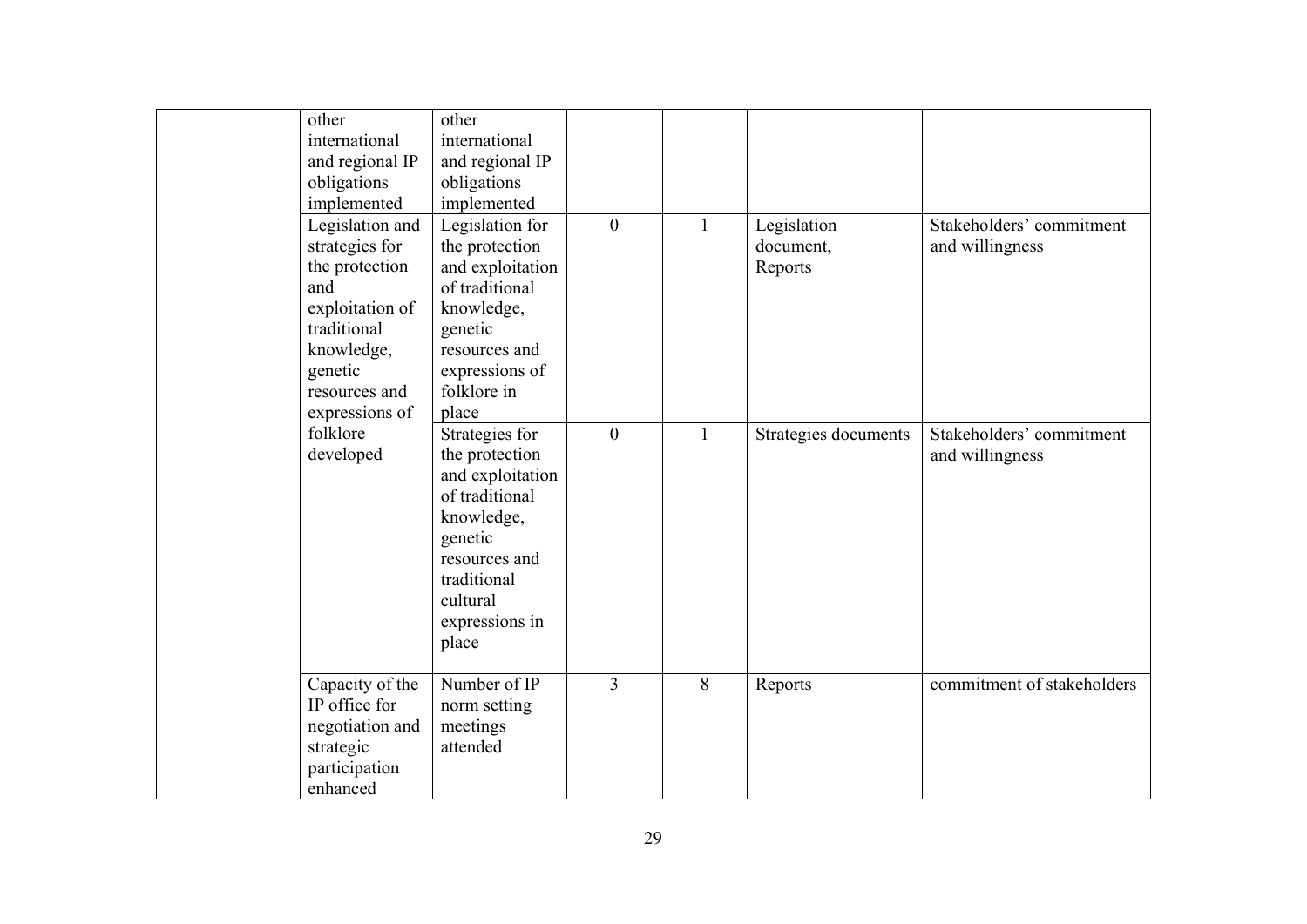| | | | | | | |
|---|---|---|---|---|---|---|
| | other international and regional IP obligations implemented | other international and regional IP obligations implemented | | | | |
| | Legislation and strategies for the protection and exploitation of traditional knowledge, genetic resources and expressions of folklore developed | Legislation for the protection and exploitation of traditional knowledge, genetic resources and expressions of folklore in place | 0 | 1 | Legislation document, Reports | Stakeholders' commitment and willingness |
| | | Strategies for the protection and exploitation of traditional knowledge, genetic resources and traditional cultural expressions in place | 0 | 1 | Strategies documents | Stakeholders' commitment and willingness |
| | Capacity of the IP office for negotiation and strategic participation enhanced | Number of IP norm setting meetings attended | 3 | 8 | Reports | commitment of stakeholders |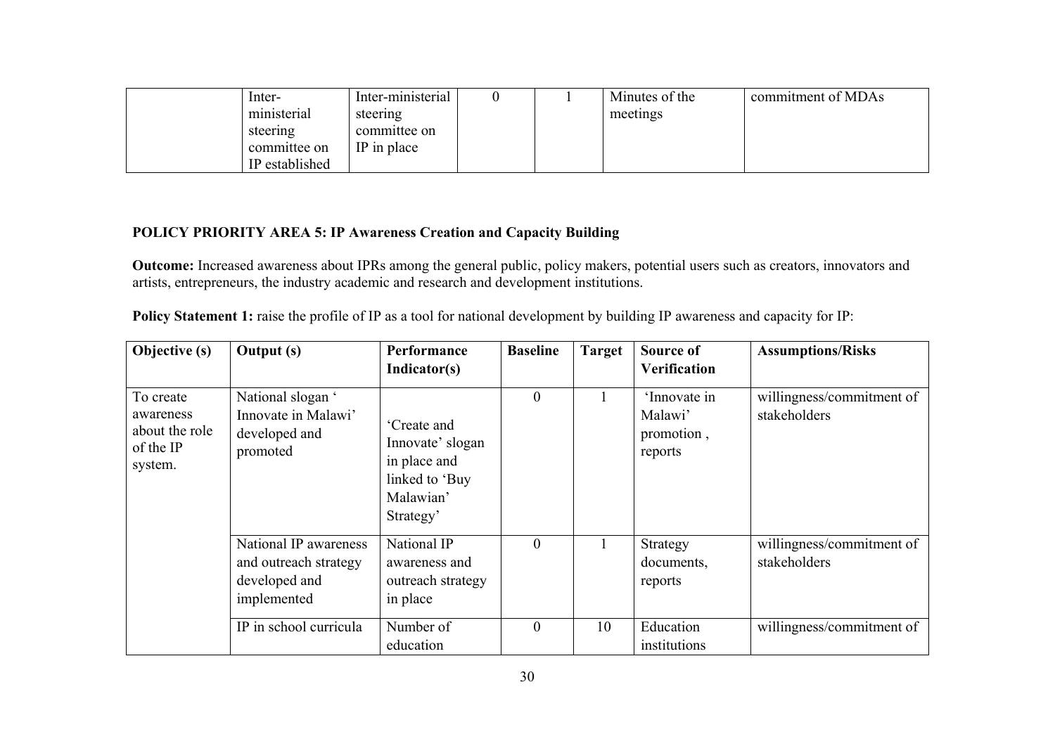| | | | | | | |
|---|---|---|---|---|---|---|
| | Inter-ministerial steering committee on IP established | Inter-ministerial steering committee on IP in place | 0 | 1 | Minutes of the meetings | commitment of MDAs |

**POLICY PRIORITY AREA 5: IP Awareness Creation and Capacity Building**

**Outcome:** Increased awareness about IPRs among the general public, policy makers, potential users such as creators, innovators and artists, entrepreneurs, the industry academic and research and development institutions.

**Policy Statement 1:** raise the profile of IP as a tool for national development by building IP awareness and capacity for IP:

| Objective (s) | Output (s) | Performance Indicator(s) | Baseline | Target | Source of Verification | Assumptions/Risks |
|---|---|---|---|---|---|---|
| To create awareness about the role of the IP system. | National slogan ' Innovate in Malawi' developed and promoted | 'Create and Innovate' slogan in place and linked to 'Buy Malawian' Strategy' | 0 | 1 | 'Innovate in Malawi' promotion , reports | willingness/commitment of stakeholders |
| | National IP awareness and outreach strategy developed and implemented | National IP awareness and outreach strategy in place | 0 | 1 | Strategy documents, reports | willingness/commitment of stakeholders |
| | IP in school curricula | Number of education | 0 | 10 | Education institutions | willingness/commitment of |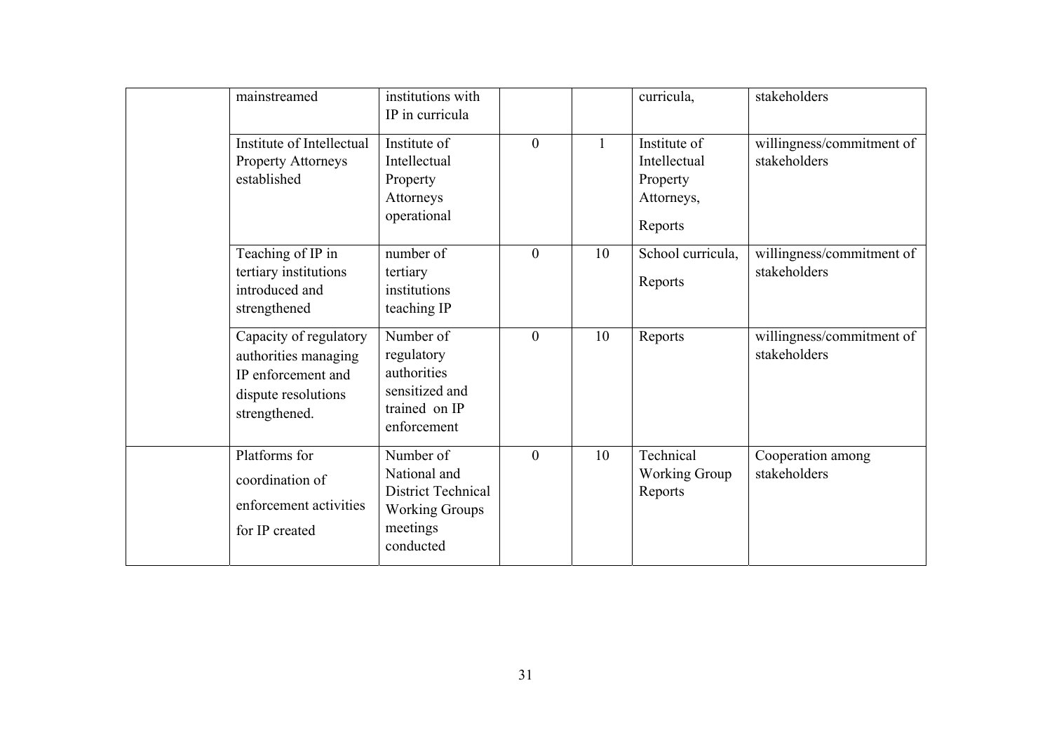| | | | | | | |
|---|---|---|---|---|---|---|
| | mainstreamed | institutions with IP in curricula | | | curricula, | stakeholders |
| | Institute of Intellectual Property Attorneys established | Institute of Intellectual Property Attorneys operational | 0 | 1 | Institute of Intellectual Property Attorneys, Reports | willingness/commitment of stakeholders |
| | Teaching of IP in tertiary institutions introduced and strengthened | number of tertiary institutions teaching IP | 0 | 10 | School curricula, Reports | willingness/commitment of stakeholders |
| | Capacity of regulatory authorities managing IP enforcement and dispute resolutions strengthened. | Number of regulatory authorities sensitized and trained on IP enforcement | 0 | 10 | Reports | willingness/commitment of stakeholders |
| | Platforms for coordination of enforcement activities for IP created | Number of National and District Technical Working Groups meetings conducted | 0 | 10 | Technical Working Group Reports | Cooperation among stakeholders |